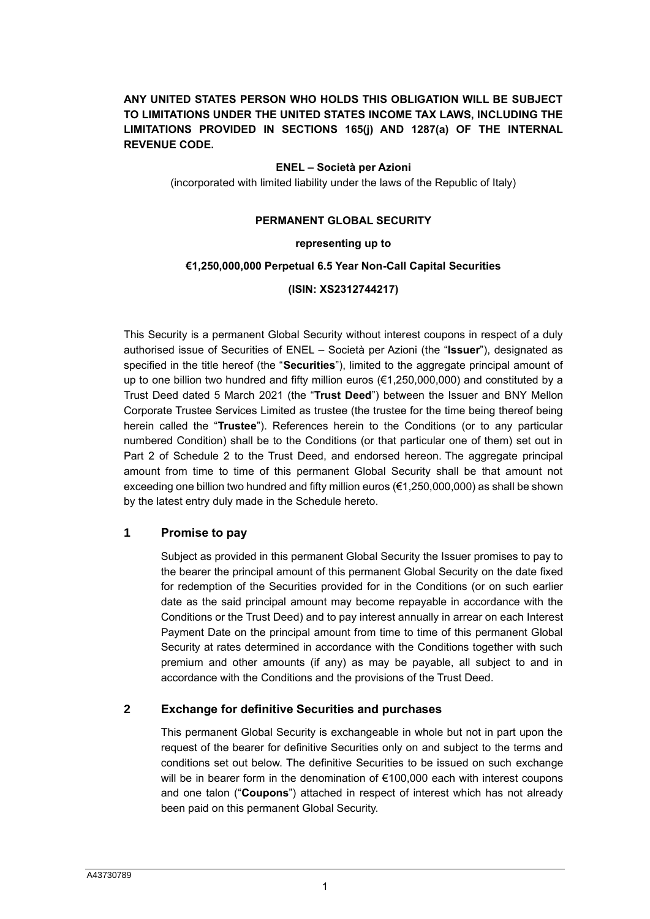**ANY UNITED STATES PERSON WHO HOLDS THIS OBLIGATION WILL BE SUBJECT TO LIMITATIONS UNDER THE UNITED STATES INCOME TAX LAWS, INCLUDING THE LIMITATIONS PROVIDED IN SECTIONS 165(j) AND 1287(a) OF THE INTERNAL REVENUE CODE.**

**ENEL – Società per Azioni**

(incorporated with limited liability under the laws of the Republic of Italy)

**PERMANENT GLOBAL SECURITY**

**representing up to**

**€1,250,000,000 Perpetual 6.5 Year Non-Call Capital Securities**

**(ISIN: XS2312744217)**

This Security is a permanent Global Security without interest coupons in respect of a duly authorised issue of Securities of ENEL – Società per Azioni (the "**Issuer**"), designated as specified in the title hereof (the "**Securities**"), limited to the aggregate principal amount of up to one billion two hundred and fifty million euros (€1,250,000,000) and constituted by a Trust Deed dated 5 March 2021 (the "**Trust Deed**") between the Issuer and BNY Mellon Corporate Trustee Services Limited as trustee (the trustee for the time being thereof being herein called the "**Trustee**"). References herein to the Conditions (or to any particular numbered Condition) shall be to the Conditions (or that particular one of them) set out in Part 2 of Schedule 2 to the Trust Deed, and endorsed hereon. The aggregate principal amount from time to time of this permanent Global Security shall be that amount not exceeding one billion two hundred and fifty million euros (€1,250,000,000) as shall be shown by the latest entry duly made in the Schedule hereto.

## 1 Promise to pay

Subject as provided in this permanent Global Security the Issuer promises to pay to the bearer the principal amount of this permanent Global Security on the date fixed for redemption of the Securities provided for in the Conditions (or on such earlier date as the said principal amount may become repayable in accordance with the Conditions or the Trust Deed) and to pay interest annually in arrear on each Interest Payment Date on the principal amount from time to time of this permanent Global Security at rates determined in accordance with the Conditions together with such premium and other amounts (if any) as may be payable, all subject to and in accordance with the Conditions and the provisions of the Trust Deed.

## 2 Exchange for definitive Securities and purchases

This permanent Global Security is exchangeable in whole but not in part upon the request of the bearer for definitive Securities only on and subject to the terms and conditions set out below. The definitive Securities to be issued on such exchange will be in bearer form in the denomination of €100,000 each with interest coupons and one talon ("**Coupons**") attached in respect of interest which has not already been paid on this permanent Global Security.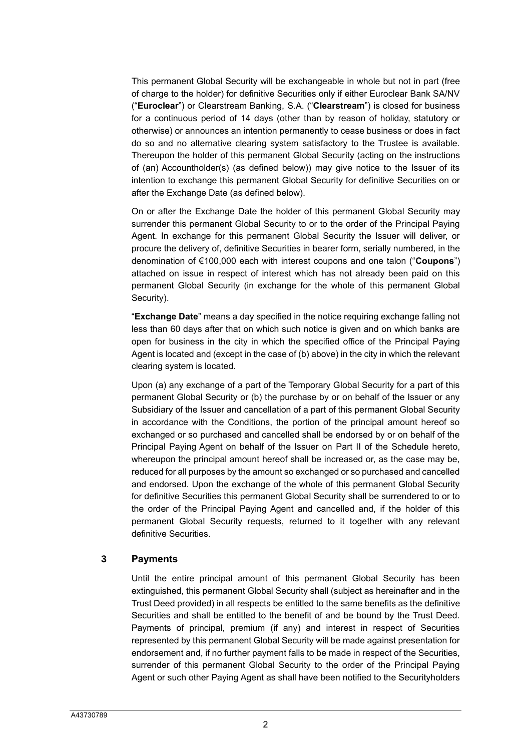This permanent Global Security will be exchangeable in whole but not in part (free of charge to the holder) for definitive Securities only if either Euroclear Bank SA/NV ("**Euroclear**") or Clearstream Banking, S.A. ("**Clearstream**") is closed for business for a continuous period of 14 days (other than by reason of holiday, statutory or otherwise) or announces an intention permanently to cease business or does in fact do so and no alternative clearing system satisfactory to the Trustee is available. Thereupon the holder of this permanent Global Security (acting on the instructions of (an) Accountholder(s) (as defined below)) may give notice to the Issuer of its intention to exchange this permanent Global Security for definitive Securities on or after the Exchange Date (as defined below).

On or after the Exchange Date the holder of this permanent Global Security may surrender this permanent Global Security to or to the order of the Principal Paying Agent. In exchange for this permanent Global Security the Issuer will deliver, or procure the delivery of, definitive Securities in bearer form, serially numbered, in the denomination of €100,000 each with interest coupons and one talon ("**Coupons**") attached on issue in respect of interest which has not already been paid on this permanent Global Security (in exchange for the whole of this permanent Global Security).

"**Exchange Date**" means a day specified in the notice requiring exchange falling not less than 60 days after that on which such notice is given and on which banks are open for business in the city in which the specified office of the Principal Paying Agent is located and (except in the case of (b) above) in the city in which the relevant clearing system is located.

Upon (a) any exchange of a part of the Temporary Global Security for a part of this permanent Global Security or (b) the purchase by or on behalf of the Issuer or any Subsidiary of the Issuer and cancellation of a part of this permanent Global Security in accordance with the Conditions, the portion of the principal amount hereof so exchanged or so purchased and cancelled shall be endorsed by or on behalf of the Principal Paying Agent on behalf of the Issuer on Part II of the Schedule hereto, whereupon the principal amount hereof shall be increased or, as the case may be, reduced for all purposes by the amount so exchanged or so purchased and cancelled and endorsed. Upon the exchange of the whole of this permanent Global Security for definitive Securities this permanent Global Security shall be surrendered to or to the order of the Principal Paying Agent and cancelled and, if the holder of this permanent Global Security requests, returned to it together with any relevant definitive Securities.

## 3 Payments

Until the entire principal amount of this permanent Global Security has been extinguished, this permanent Global Security shall (subject as hereinafter and in the Trust Deed provided) in all respects be entitled to the same benefits as the definitive Securities and shall be entitled to the benefit of and be bound by the Trust Deed. Payments of principal, premium (if any) and interest in respect of Securities represented by this permanent Global Security will be made against presentation for endorsement and, if no further payment falls to be made in respect of the Securities, surrender of this permanent Global Security to the order of the Principal Paying Agent or such other Paying Agent as shall have been notified to the Securityholders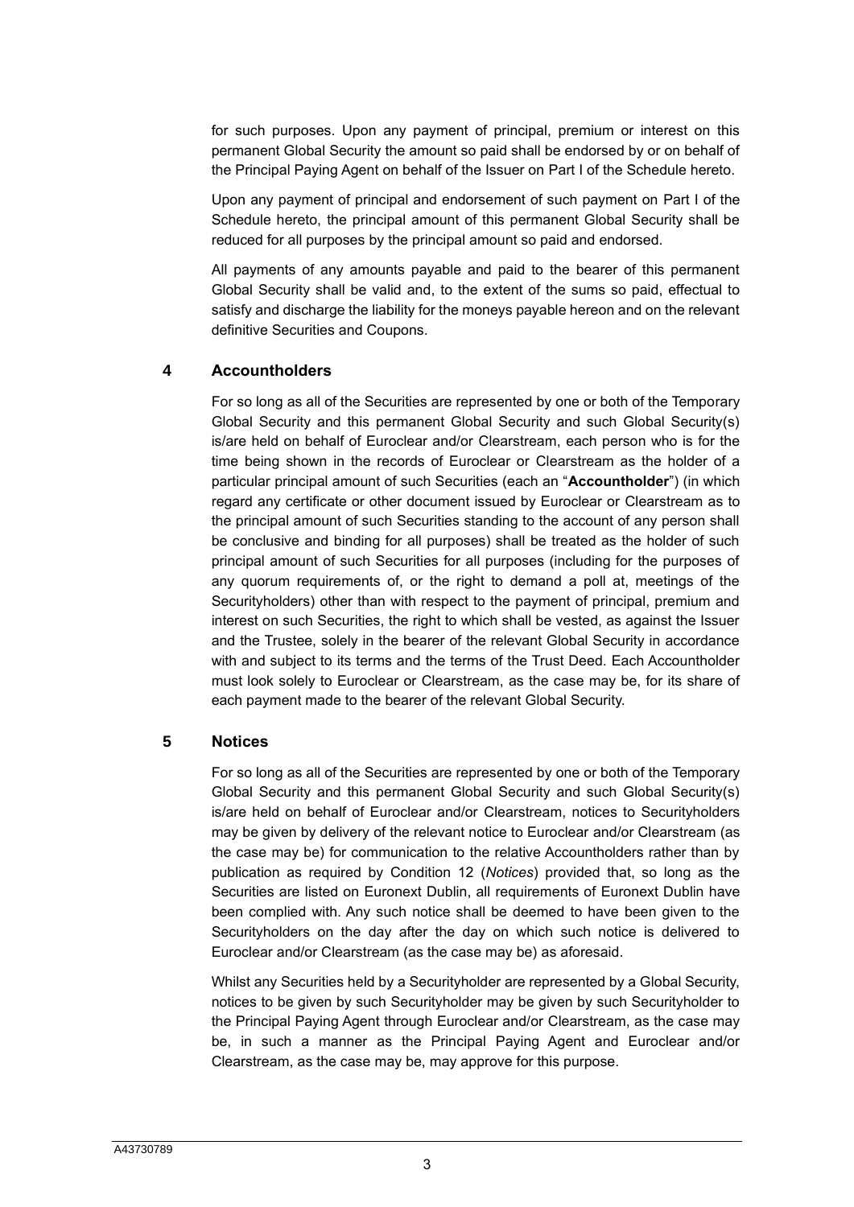for such purposes. Upon any payment of principal, premium or interest on this permanent Global Security the amount so paid shall be endorsed by or on behalf of the Principal Paying Agent on behalf of the Issuer on Part I of the Schedule hereto.

Upon any payment of principal and endorsement of such payment on Part I of the Schedule hereto, the principal amount of this permanent Global Security shall be reduced for all purposes by the principal amount so paid and endorsed.

All payments of any amounts payable and paid to the bearer of this permanent Global Security shall be valid and, to the extent of the sums so paid, effectual to satisfy and discharge the liability for the moneys payable hereon and on the relevant definitive Securities and Coupons.

## 4 Accountholders

For so long as all of the Securities are represented by one or both of the Temporary Global Security and this permanent Global Security and such Global Security(s) is/are held on behalf of Euroclear and/or Clearstream, each person who is for the time being shown in the records of Euroclear or Clearstream as the holder of a particular principal amount of such Securities (each an "**Accountholder**") (in which regard any certificate or other document issued by Euroclear or Clearstream as to the principal amount of such Securities standing to the account of any person shall be conclusive and binding for all purposes) shall be treated as the holder of such principal amount of such Securities for all purposes (including for the purposes of any quorum requirements of, or the right to demand a poll at, meetings of the Securityholders) other than with respect to the payment of principal, premium and interest on such Securities, the right to which shall be vested, as against the Issuer and the Trustee, solely in the bearer of the relevant Global Security in accordance with and subject to its terms and the terms of the Trust Deed. Each Accountholder must look solely to Euroclear or Clearstream, as the case may be, for its share of each payment made to the bearer of the relevant Global Security.

## 5 Notices

For so long as all of the Securities are represented by one or both of the Temporary Global Security and this permanent Global Security and such Global Security(s) is/are held on behalf of Euroclear and/or Clearstream, notices to Securityholders may be given by delivery of the relevant notice to Euroclear and/or Clearstream (as the case may be) for communication to the relative Accountholders rather than by publication as required by Condition 12 (*Notices*) provided that, so long as the Securities are listed on Euronext Dublin, all requirements of Euronext Dublin have been complied with. Any such notice shall be deemed to have been given to the Securityholders on the day after the day on which such notice is delivered to Euroclear and/or Clearstream (as the case may be) as aforesaid.

Whilst any Securities held by a Securityholder are represented by a Global Security, notices to be given by such Securityholder may be given by such Securityholder to the Principal Paying Agent through Euroclear and/or Clearstream, as the case may be, in such a manner as the Principal Paying Agent and Euroclear and/or Clearstream, as the case may be, may approve for this purpose.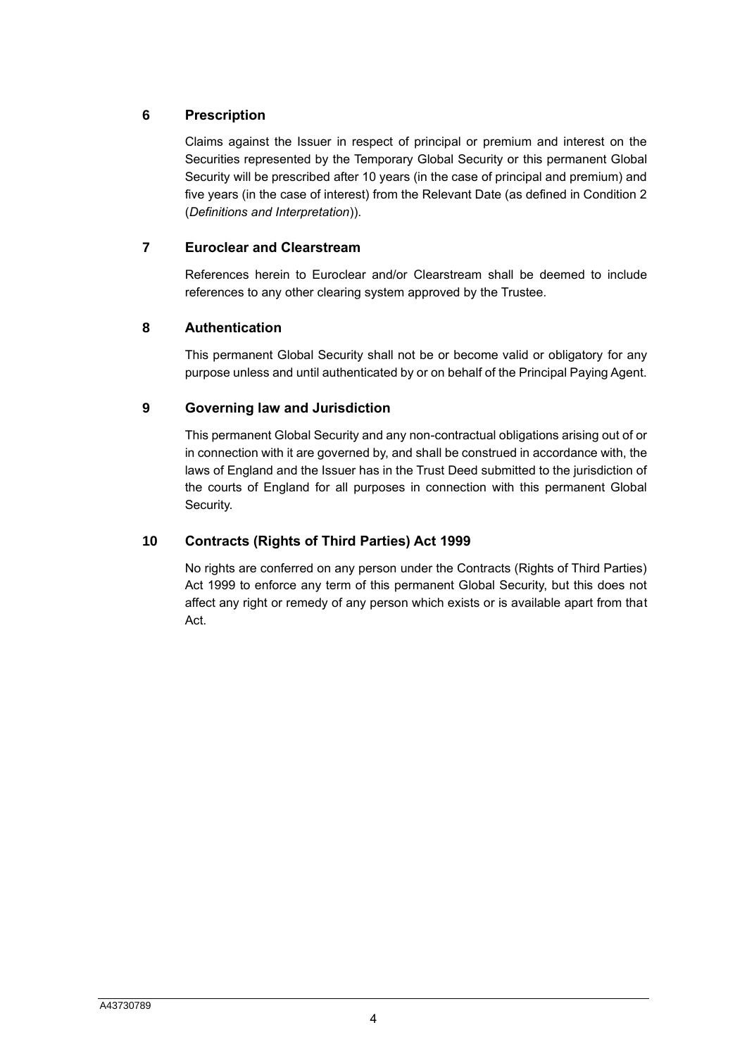## 6 Prescription

Claims against the Issuer in respect of principal or premium and interest on the Securities represented by the Temporary Global Security or this permanent Global Security will be prescribed after 10 years (in the case of principal and premium) and five years (in the case of interest) from the Relevant Date (as defined in Condition 2 (*Definitions and Interpretation*)).

## 7 Euroclear and Clearstream

References herein to Euroclear and/or Clearstream shall be deemed to include references to any other clearing system approved by the Trustee.

## 8 Authentication

This permanent Global Security shall not be or become valid or obligatory for any purpose unless and until authenticated by or on behalf of the Principal Paying Agent.

## 9 Governing law and Jurisdiction

This permanent Global Security and any non-contractual obligations arising out of or in connection with it are governed by, and shall be construed in accordance with, the laws of England and the Issuer has in the Trust Deed submitted to the jurisdiction of the courts of England for all purposes in connection with this permanent Global Security.

## 10 Contracts (Rights of Third Parties) Act 1999

No rights are conferred on any person under the Contracts (Rights of Third Parties) Act 1999 to enforce any term of this permanent Global Security, but this does not affect any right or remedy of any person which exists or is available apart from that Act.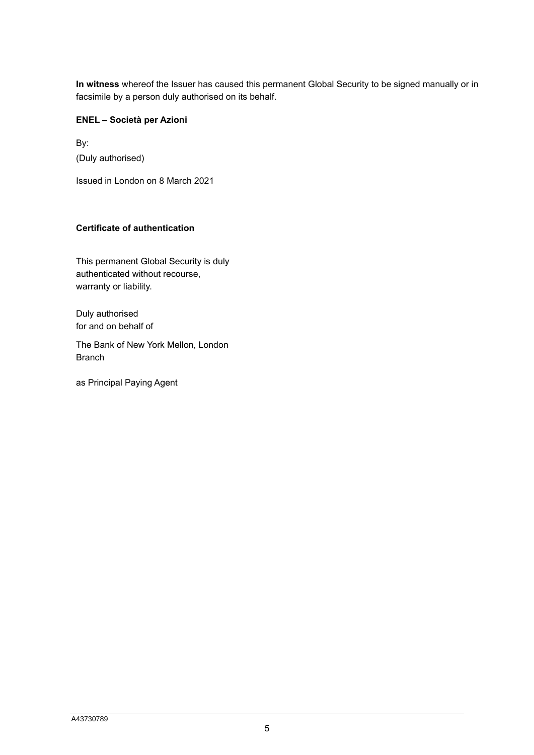**In witness** whereof the Issuer has caused this permanent Global Security to be signed manually or in facsimile by a person duly authorised on its behalf.

**ENEL – Società per Azioni**

By:

(Duly authorised)

Issued in London on 8 March 2021

**Certificate of authentication**

This permanent Global Security is duly authenticated without recourse, warranty or liability.

Duly authorised
for and on behalf of

The Bank of New York Mellon, London Branch

as Principal Paying Agent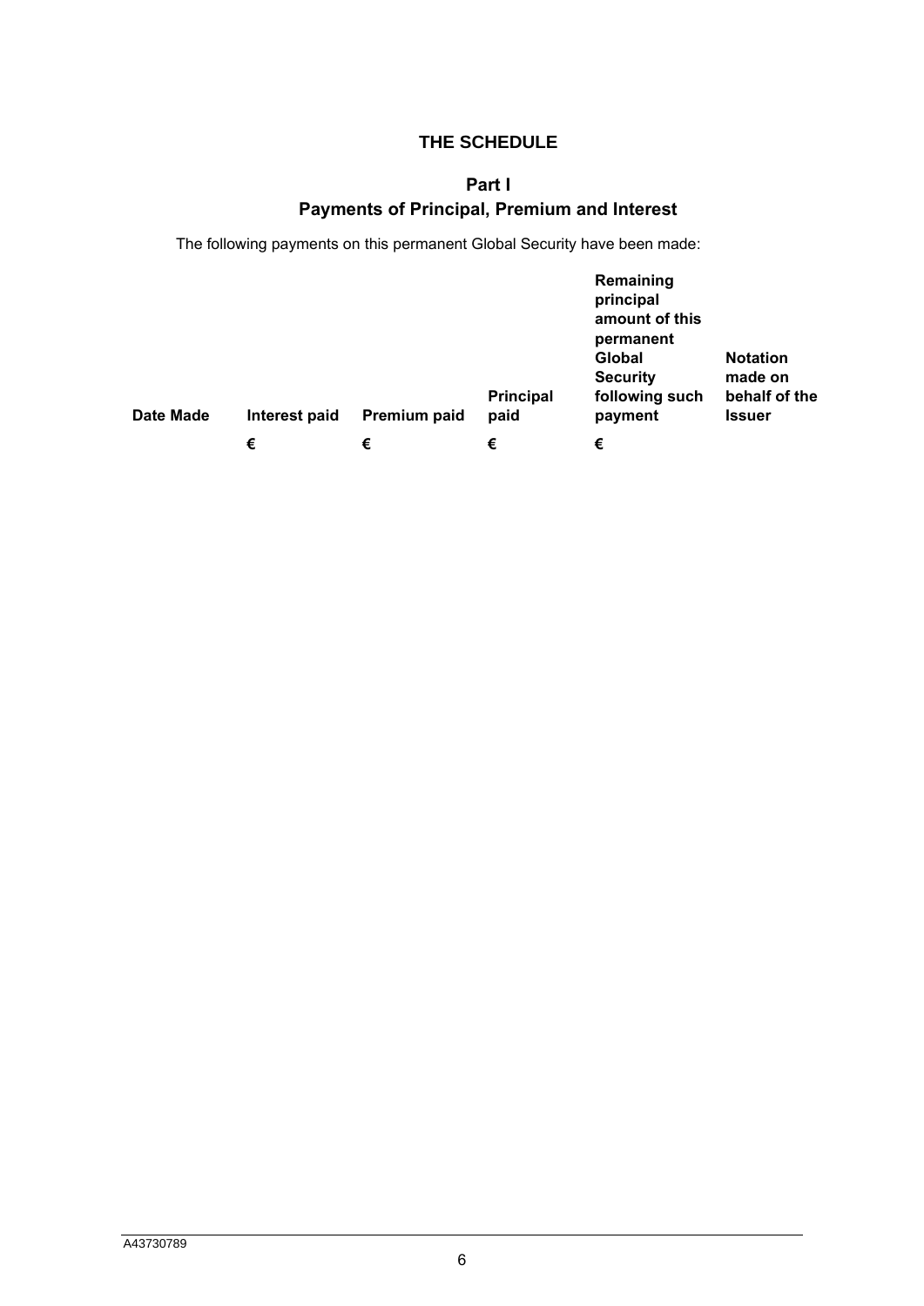# THE SCHEDULE

## Part I
## Payments of Principal, Premium and Interest

The following payments on this permanent Global Security have been made:

| Date Made | Interest paid | Premium paid | Principal paid | Remaining principal amount of this permanent Global Security following such payment | Notation made on behalf of the Issuer |
|---|---|---|---|---|---|
| | € | € | € | € | |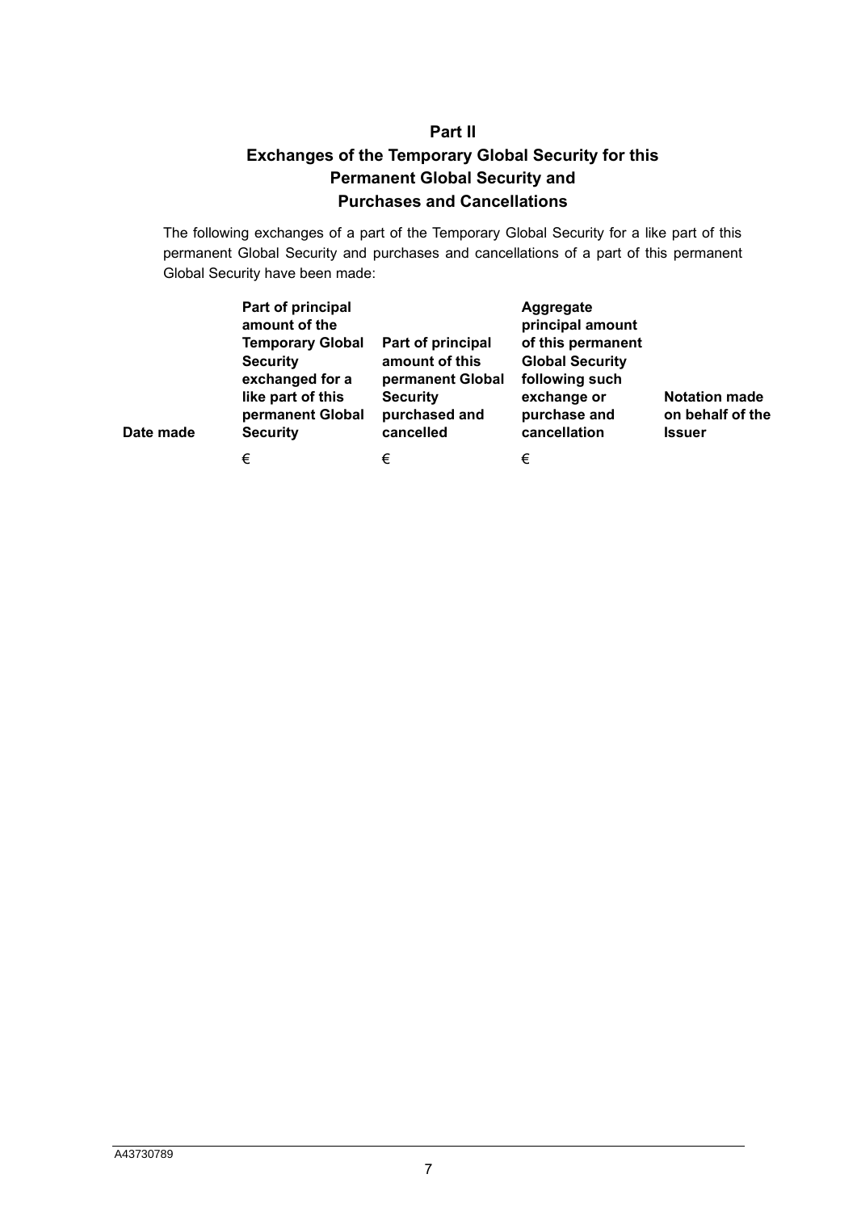## Part II

## Exchanges of the Temporary Global Security for this Permanent Global Security and Purchases and Cancellations

The following exchanges of a part of the Temporary Global Security for a like part of this permanent Global Security and purchases and cancellations of a part of this permanent Global Security have been made:

| Date made | Part of principal amount of the Temporary Global Security exchanged for a like part of this permanent Global Security | Part of principal amount of this permanent Global Security purchased and cancelled | Aggregate principal amount of this permanent Global Security following such exchange or purchase and cancellation | Notation made on behalf of the Issuer |
|---|---|---|---|---|
| | € | € | € | |

A43730789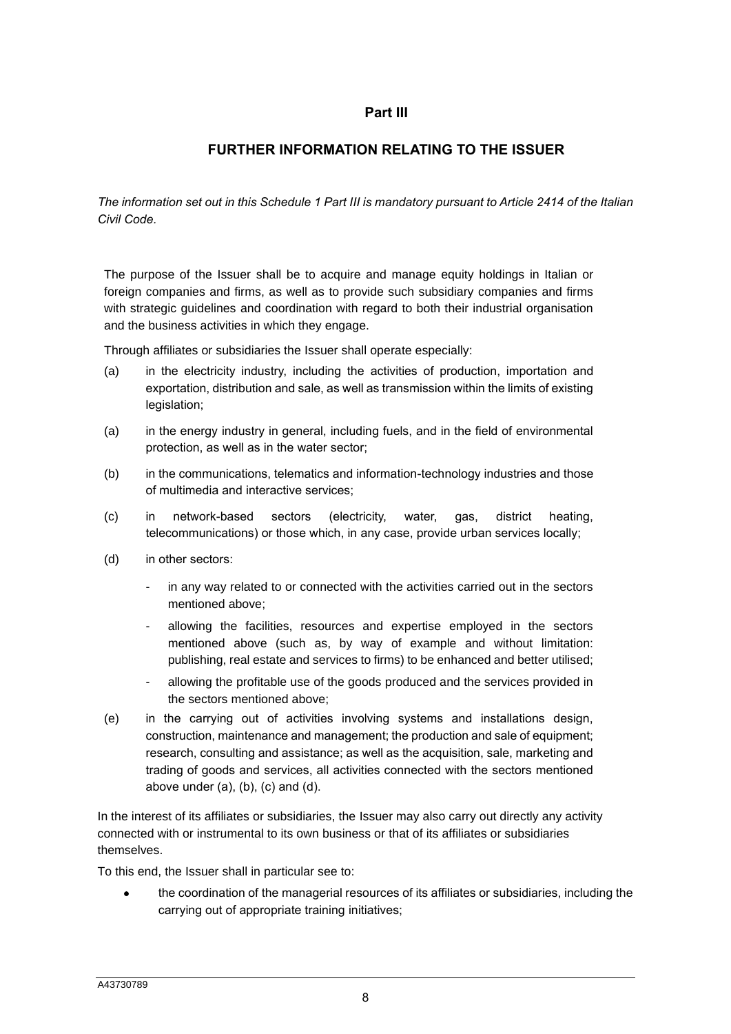## Part III

## FURTHER INFORMATION RELATING TO THE ISSUER

*The information set out in this Schedule 1 Part III is mandatory pursuant to Article 2414 of the Italian Civil Code.*

The purpose of the Issuer shall be to acquire and manage equity holdings in Italian or foreign companies and firms, as well as to provide such subsidiary companies and firms with strategic guidelines and coordination with regard to both their industrial organisation and the business activities in which they engage.

Through affiliates or subsidiaries the Issuer shall operate especially:

(a) in the electricity industry, including the activities of production, importation and exportation, distribution and sale, as well as transmission within the limits of existing legislation;

(a) in the energy industry in general, including fuels, and in the field of environmental protection, as well as in the water sector;

(b) in the communications, telematics and information-technology industries and those of multimedia and interactive services;

(c) in network-based sectors (electricity, water, gas, district heating, telecommunications) or those which, in any case, provide urban services locally;

(d) in other sectors:

- in any way related to or connected with the activities carried out in the sectors mentioned above;
- allowing the facilities, resources and expertise employed in the sectors mentioned above (such as, by way of example and without limitation: publishing, real estate and services to firms) to be enhanced and better utilised;
- allowing the profitable use of the goods produced and the services provided in the sectors mentioned above;

(e) in the carrying out of activities involving systems and installations design, construction, maintenance and management; the production and sale of equipment; research, consulting and assistance; as well as the acquisition, sale, marketing and trading of goods and services, all activities connected with the sectors mentioned above under (a), (b), (c) and (d).

In the interest of its affiliates or subsidiaries, the Issuer may also carry out directly any activity connected with or instrumental to its own business or that of its affiliates or subsidiaries themselves.

To this end, the Issuer shall in particular see to:

- the coordination of the managerial resources of its affiliates or subsidiaries, including the carrying out of appropriate training initiatives;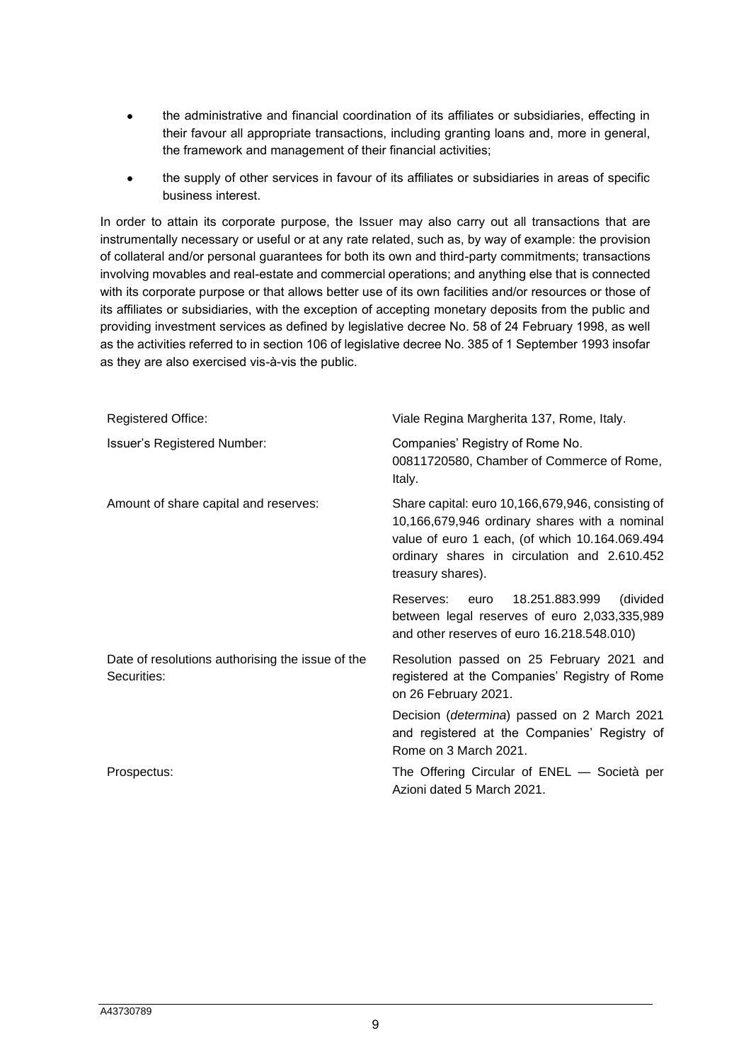- the administrative and financial coordination of its affiliates or subsidiaries, effecting in their favour all appropriate transactions, including granting loans and, more in general, the framework and management of their financial activities;
- the supply of other services in favour of its affiliates or subsidiaries in areas of specific business interest.

In order to attain its corporate purpose, the Issuer may also carry out all transactions that are instrumentally necessary or useful or at any rate related, such as, by way of example: the provision of collateral and/or personal guarantees for both its own and third-party commitments; transactions involving movables and real-estate and commercial operations; and anything else that is connected with its corporate purpose or that allows better use of its own facilities and/or resources or those of its affiliates or subsidiaries, with the exception of accepting monetary deposits from the public and providing investment services as defined by legislative decree No. 58 of 24 February 1998, as well as the activities referred to in section 106 of legislative decree No. 385 of 1 September 1993 insofar as they are also exercised vis-à-vis the public.

| | |
|---|---|
| Registered Office: | Viale Regina Margherita 137, Rome, Italy. |
| Issuer's Registered Number: | Companies' Registry of Rome No. 00811720580, Chamber of Commerce of Rome, Italy. |
| Amount of share capital and reserves: | Share capital: euro 10,166,679,946, consisting of 10,166,679,946 ordinary shares with a nominal value of euro 1 each, (of which 10.164.069.494 ordinary shares in circulation and 2.610.452 treasury shares). |
| | Reserves: euro 18.251.883.999 (divided between legal reserves of euro 2,033,335,989 and other reserves of euro 16.218.548.010) |
| Date of resolutions authorising the issue of the Securities: | Resolution passed on 25 February 2021 and registered at the Companies' Registry of Rome on 26 February 2021. |
| | Decision (*determina*) passed on 2 March 2021 and registered at the Companies' Registry of Rome on 3 March 2021. |
| Prospectus: | The Offering Circular of ENEL — Società per Azioni dated 5 March 2021. |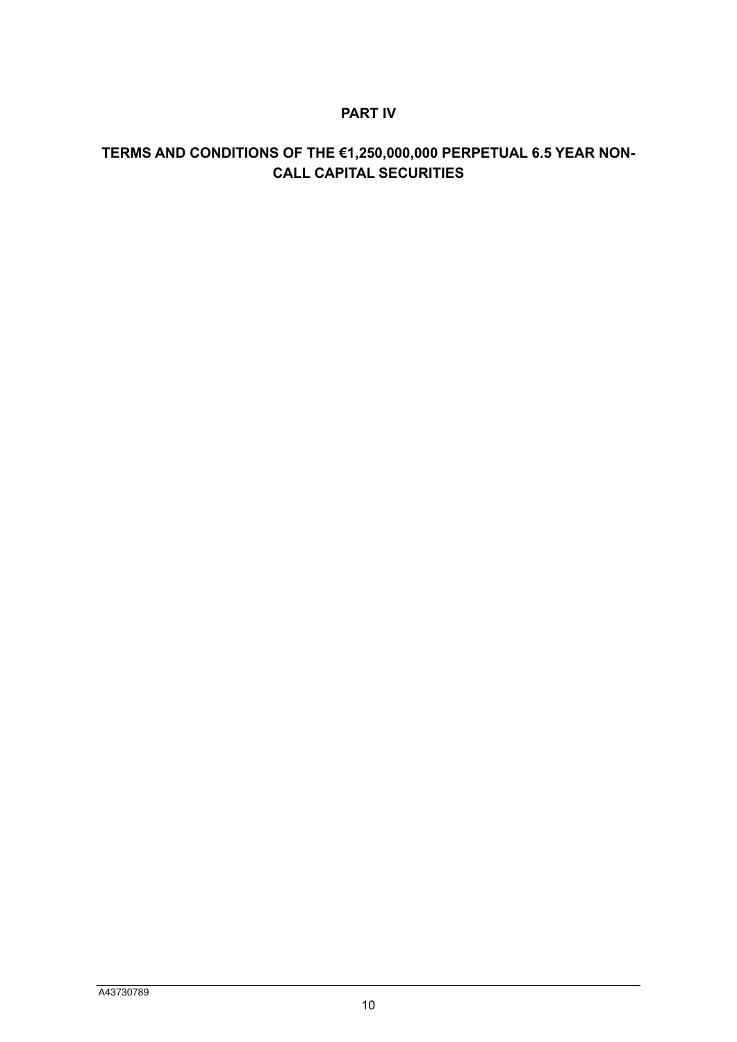# PART IV

## TERMS AND CONDITIONS OF THE €1,250,000,000 PERPETUAL 6.5 YEAR NON-CALL CAPITAL SECURITIES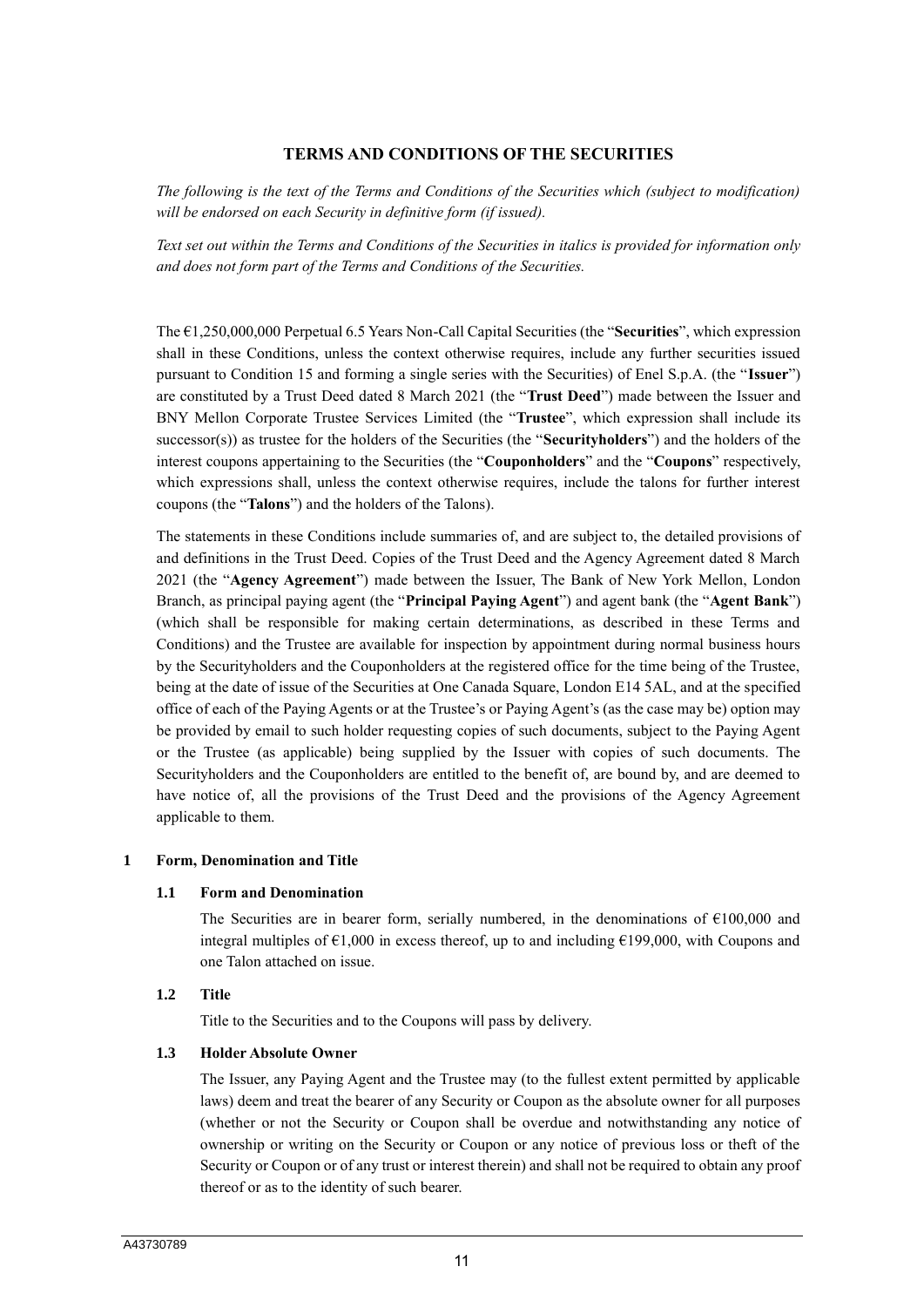# TERMS AND CONDITIONS OF THE SECURITIES

*The following is the text of the Terms and Conditions of the Securities which (subject to modification) will be endorsed on each Security in definitive form (if issued).*

*Text set out within the Terms and Conditions of the Securities in italics is provided for information only and does not form part of the Terms and Conditions of the Securities.*

The €1,250,000,000 Perpetual 6.5 Years Non-Call Capital Securities (the "**Securities**", which expression shall in these Conditions, unless the context otherwise requires, include any further securities issued pursuant to Condition 15 and forming a single series with the Securities) of Enel S.p.A. (the "**Issuer**") are constituted by a Trust Deed dated 8 March 2021 (the "**Trust Deed**") made between the Issuer and BNY Mellon Corporate Trustee Services Limited (the "**Trustee**", which expression shall include its successor(s)) as trustee for the holders of the Securities (the "**Securityholders**") and the holders of the interest coupons appertaining to the Securities (the "**Couponholders**" and the "**Coupons**" respectively, which expressions shall, unless the context otherwise requires, include the talons for further interest coupons (the "**Talons**") and the holders of the Talons).

The statements in these Conditions include summaries of, and are subject to, the detailed provisions of and definitions in the Trust Deed. Copies of the Trust Deed and the Agency Agreement dated 8 March 2021 (the "**Agency Agreement**") made between the Issuer, The Bank of New York Mellon, London Branch, as principal paying agent (the "**Principal Paying Agent**") and agent bank (the "**Agent Bank**") (which shall be responsible for making certain determinations, as described in these Terms and Conditions) and the Trustee are available for inspection by appointment during normal business hours by the Securityholders and the Couponholders at the registered office for the time being of the Trustee, being at the date of issue of the Securities at One Canada Square, London E14 5AL, and at the specified office of each of the Paying Agents or at the Trustee's or Paying Agent's (as the case may be) option may be provided by email to such holder requesting copies of such documents, subject to the Paying Agent or the Trustee (as applicable) being supplied by the Issuer with copies of such documents. The Securityholders and the Couponholders are entitled to the benefit of, are bound by, and are deemed to have notice of, all the provisions of the Trust Deed and the provisions of the Agency Agreement applicable to them.

## 1 Form, Denomination and Title

### 1.1 Form and Denomination

The Securities are in bearer form, serially numbered, in the denominations of €100,000 and integral multiples of €1,000 in excess thereof, up to and including €199,000, with Coupons and one Talon attached on issue.

### 1.2 Title

Title to the Securities and to the Coupons will pass by delivery.

### 1.3 Holder Absolute Owner

The Issuer, any Paying Agent and the Trustee may (to the fullest extent permitted by applicable laws) deem and treat the bearer of any Security or Coupon as the absolute owner for all purposes (whether or not the Security or Coupon shall be overdue and notwithstanding any notice of ownership or writing on the Security or Coupon or any notice of previous loss or theft of the Security or Coupon or of any trust or interest therein) and shall not be required to obtain any proof thereof or as to the identity of such bearer.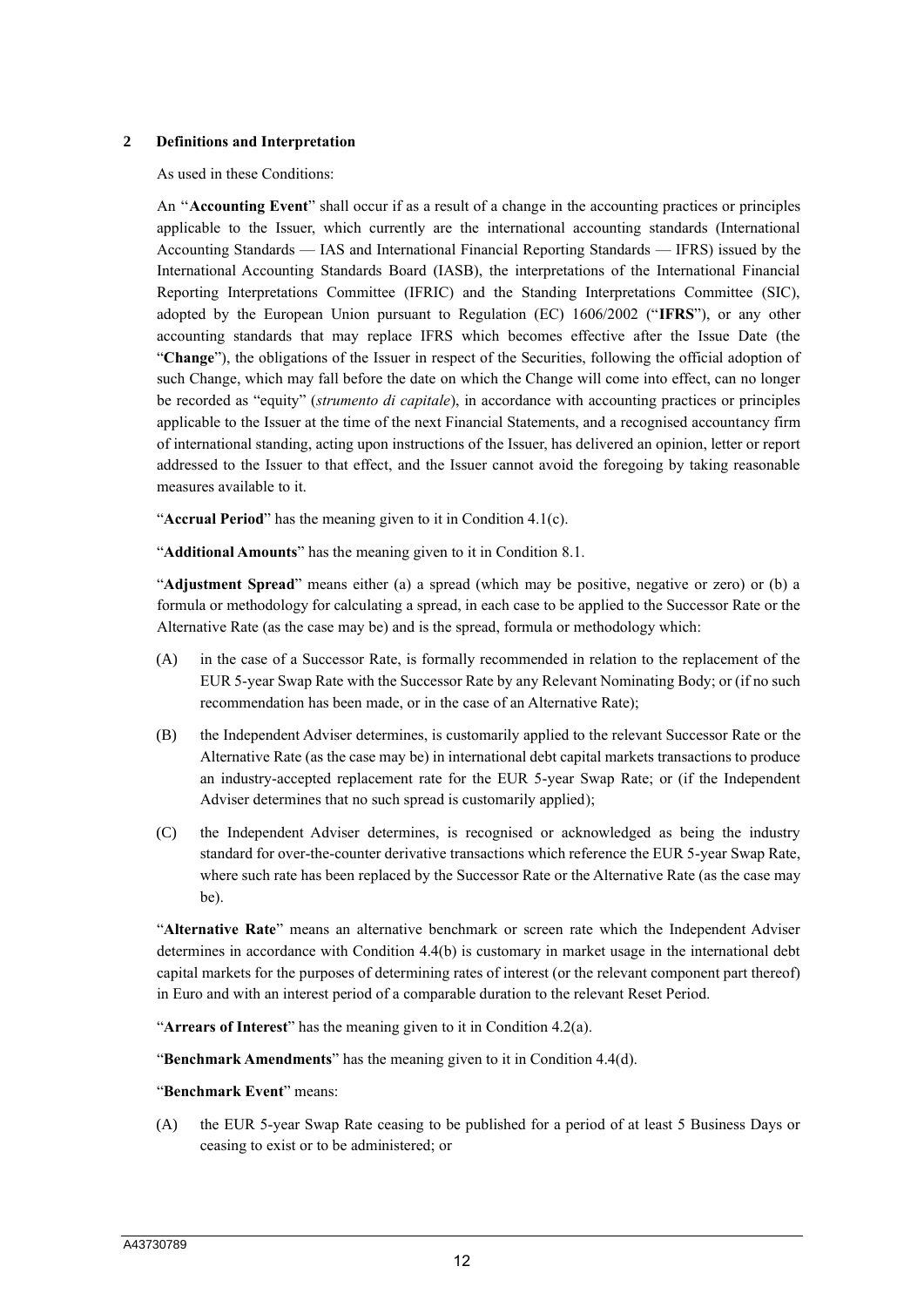## 2 Definitions and Interpretation

As used in these Conditions:

An "**Accounting Event**" shall occur if as a result of a change in the accounting practices or principles applicable to the Issuer, which currently are the international accounting standards (International Accounting Standards — IAS and International Financial Reporting Standards — IFRS) issued by the International Accounting Standards Board (IASB), the interpretations of the International Financial Reporting Interpretations Committee (IFRIC) and the Standing Interpretations Committee (SIC), adopted by the European Union pursuant to Regulation (EC) 1606/2002 ("**IFRS**"), or any other accounting standards that may replace IFRS which becomes effective after the Issue Date (the "**Change**"), the obligations of the Issuer in respect of the Securities, following the official adoption of such Change, which may fall before the date on which the Change will come into effect, can no longer be recorded as "equity" (*strumento di capitale*), in accordance with accounting practices or principles applicable to the Issuer at the time of the next Financial Statements, and a recognised accountancy firm of international standing, acting upon instructions of the Issuer, has delivered an opinion, letter or report addressed to the Issuer to that effect, and the Issuer cannot avoid the foregoing by taking reasonable measures available to it.

"**Accrual Period**" has the meaning given to it in Condition 4.1(c).

"**Additional Amounts**" has the meaning given to it in Condition 8.1.

"**Adjustment Spread**" means either (a) a spread (which may be positive, negative or zero) or (b) a formula or methodology for calculating a spread, in each case to be applied to the Successor Rate or the Alternative Rate (as the case may be) and is the spread, formula or methodology which:

(A) in the case of a Successor Rate, is formally recommended in relation to the replacement of the EUR 5-year Swap Rate with the Successor Rate by any Relevant Nominating Body; or (if no such recommendation has been made, or in the case of an Alternative Rate);

(B) the Independent Adviser determines, is customarily applied to the relevant Successor Rate or the Alternative Rate (as the case may be) in international debt capital markets transactions to produce an industry-accepted replacement rate for the EUR 5-year Swap Rate; or (if the Independent Adviser determines that no such spread is customarily applied);

(C) the Independent Adviser determines, is recognised or acknowledged as being the industry standard for over-the-counter derivative transactions which reference the EUR 5-year Swap Rate, where such rate has been replaced by the Successor Rate or the Alternative Rate (as the case may be).

"**Alternative Rate**" means an alternative benchmark or screen rate which the Independent Adviser determines in accordance with Condition 4.4(b) is customary in market usage in the international debt capital markets for the purposes of determining rates of interest (or the relevant component part thereof) in Euro and with an interest period of a comparable duration to the relevant Reset Period.

"**Arrears of Interest**" has the meaning given to it in Condition 4.2(a).

"**Benchmark Amendments**" has the meaning given to it in Condition 4.4(d).

"**Benchmark Event**" means:

(A) the EUR 5-year Swap Rate ceasing to be published for a period of at least 5 Business Days or ceasing to exist or to be administered; or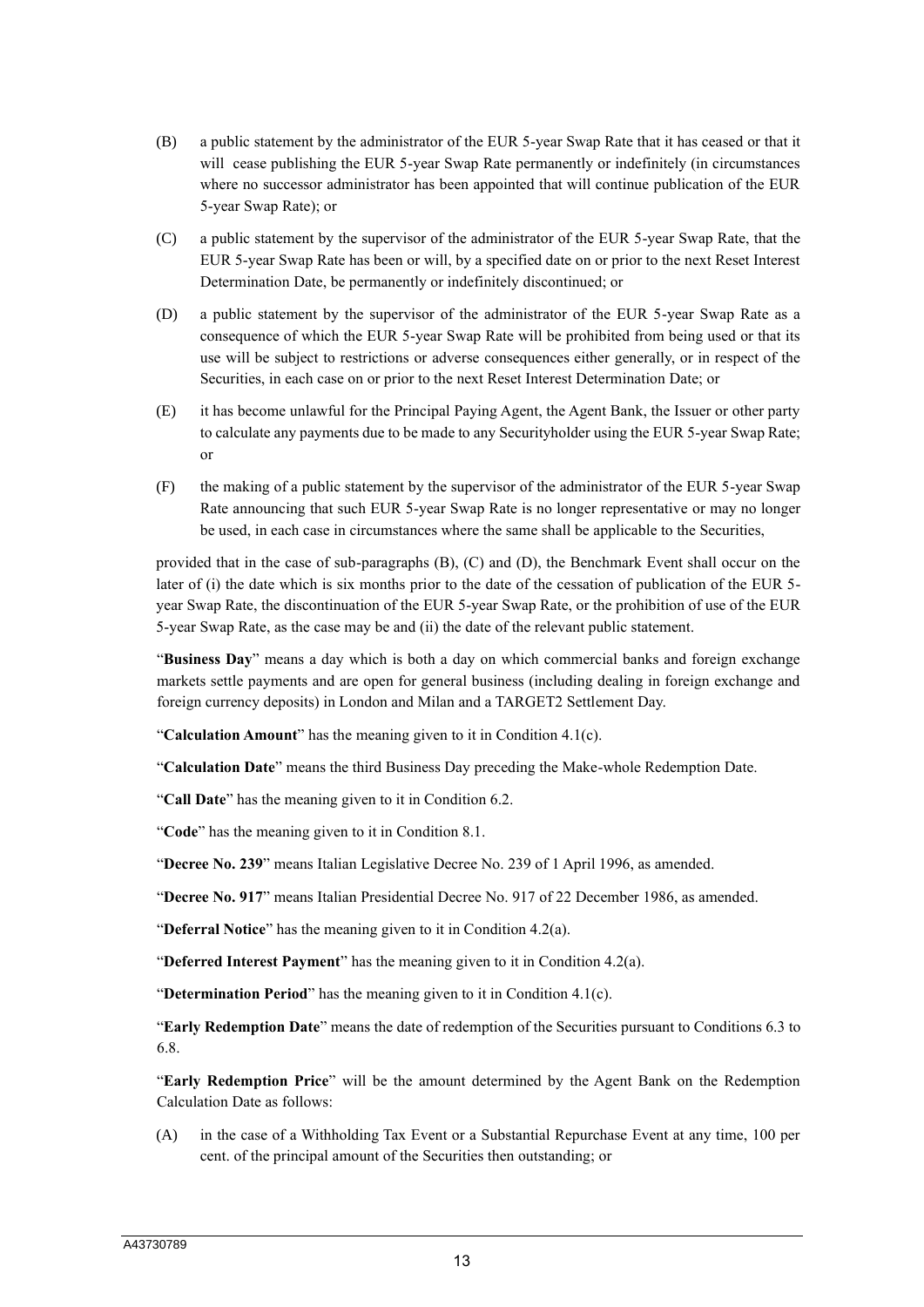(B) a public statement by the administrator of the EUR 5-year Swap Rate that it has ceased or that it will cease publishing the EUR 5-year Swap Rate permanently or indefinitely (in circumstances where no successor administrator has been appointed that will continue publication of the EUR 5-year Swap Rate); or

(C) a public statement by the supervisor of the administrator of the EUR 5-year Swap Rate, that the EUR 5-year Swap Rate has been or will, by a specified date on or prior to the next Reset Interest Determination Date, be permanently or indefinitely discontinued; or

(D) a public statement by the supervisor of the administrator of the EUR 5-year Swap Rate as a consequence of which the EUR 5-year Swap Rate will be prohibited from being used or that its use will be subject to restrictions or adverse consequences either generally, or in respect of the Securities, in each case on or prior to the next Reset Interest Determination Date; or

(E) it has become unlawful for the Principal Paying Agent, the Agent Bank, the Issuer or other party to calculate any payments due to be made to any Securityholder using the EUR 5-year Swap Rate; or

(F) the making of a public statement by the supervisor of the administrator of the EUR 5-year Swap Rate announcing that such EUR 5-year Swap Rate is no longer representative or may no longer be used, in each case in circumstances where the same shall be applicable to the Securities,

provided that in the case of sub-paragraphs (B), (C) and (D), the Benchmark Event shall occur on the later of (i) the date which is six months prior to the date of the cessation of publication of the EUR 5-year Swap Rate, the discontinuation of the EUR 5-year Swap Rate, or the prohibition of use of the EUR 5-year Swap Rate, as the case may be and (ii) the date of the relevant public statement.

"**Business Day**" means a day which is both a day on which commercial banks and foreign exchange markets settle payments and are open for general business (including dealing in foreign exchange and foreign currency deposits) in London and Milan and a TARGET2 Settlement Day.

"**Calculation Amount**" has the meaning given to it in Condition 4.1(c).

"**Calculation Date**" means the third Business Day preceding the Make-whole Redemption Date.

"**Call Date**" has the meaning given to it in Condition 6.2.

"**Code**" has the meaning given to it in Condition 8.1.

"**Decree No. 239**" means Italian Legislative Decree No. 239 of 1 April 1996, as amended.

"**Decree No. 917**" means Italian Presidential Decree No. 917 of 22 December 1986, as amended.

"**Deferral Notice**" has the meaning given to it in Condition 4.2(a).

"**Deferred Interest Payment**" has the meaning given to it in Condition 4.2(a).

"**Determination Period**" has the meaning given to it in Condition 4.1(c).

"**Early Redemption Date**" means the date of redemption of the Securities pursuant to Conditions 6.3 to 6.8.

"**Early Redemption Price**" will be the amount determined by the Agent Bank on the Redemption Calculation Date as follows:

(A) in the case of a Withholding Tax Event or a Substantial Repurchase Event at any time, 100 per cent. of the principal amount of the Securities then outstanding; or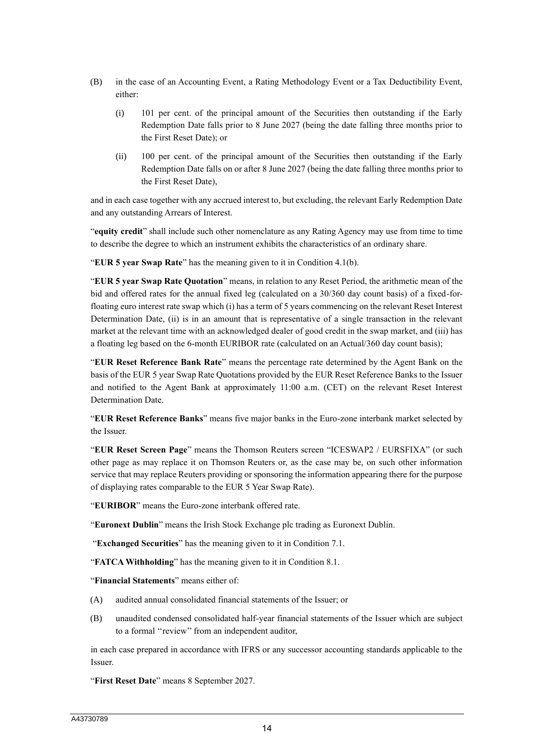(B) in the case of an Accounting Event, a Rating Methodology Event or a Tax Deductibility Event, either:

(i) 101 per cent. of the principal amount of the Securities then outstanding if the Early Redemption Date falls prior to 8 June 2027 (being the date falling three months prior to the First Reset Date); or

(ii) 100 per cent. of the principal amount of the Securities then outstanding if the Early Redemption Date falls on or after 8 June 2027 (being the date falling three months prior to the First Reset Date),

and in each case together with any accrued interest to, but excluding, the relevant Early Redemption Date and any outstanding Arrears of Interest.

"**equity credit**" shall include such other nomenclature as any Rating Agency may use from time to time to describe the degree to which an instrument exhibits the characteristics of an ordinary share.

"**EUR 5 year Swap Rate**" has the meaning given to it in Condition 4.1(b).

"**EUR 5 year Swap Rate Quotation**" means, in relation to any Reset Period, the arithmetic mean of the bid and offered rates for the annual fixed leg (calculated on a 30/360 day count basis) of a fixed-for-floating euro interest rate swap which (i) has a term of 5 years commencing on the relevant Reset Interest Determination Date, (ii) is in an amount that is representative of a single transaction in the relevant market at the relevant time with an acknowledged dealer of good credit in the swap market, and (iii) has a floating leg based on the 6-month EURIBOR rate (calculated on an Actual/360 day count basis);

"**EUR Reset Reference Bank Rate**" means the percentage rate determined by the Agent Bank on the basis of the EUR 5 year Swap Rate Quotations provided by the EUR Reset Reference Banks to the Issuer and notified to the Agent Bank at approximately 11:00 a.m. (CET) on the relevant Reset Interest Determination Date.

"**EUR Reset Reference Banks**" means five major banks in the Euro-zone interbank market selected by the Issuer.

"**EUR Reset Screen Page**" means the Thomson Reuters screen "ICESWAP2 / EURSFIXA" (or such other page as may replace it on Thomson Reuters or, as the case may be, on such other information service that may replace Reuters providing or sponsoring the information appearing there for the purpose of displaying rates comparable to the EUR 5 Year Swap Rate).

"**EURIBOR**" means the Euro-zone interbank offered rate.

"**Euronext Dublin**" means the Irish Stock Exchange plc trading as Euronext Dublin.

"**Exchanged Securities**" has the meaning given to it in Condition 7.1.

"**FATCA Withholding**" has the meaning given to it in Condition 8.1.

"**Financial Statements**" means either of:

(A) audited annual consolidated financial statements of the Issuer; or

(B) unaudited condensed consolidated half-year financial statements of the Issuer which are subject to a formal ''review'' from an independent auditor,

in each case prepared in accordance with IFRS or any successor accounting standards applicable to the Issuer.

"**First Reset Date**" means 8 September 2027.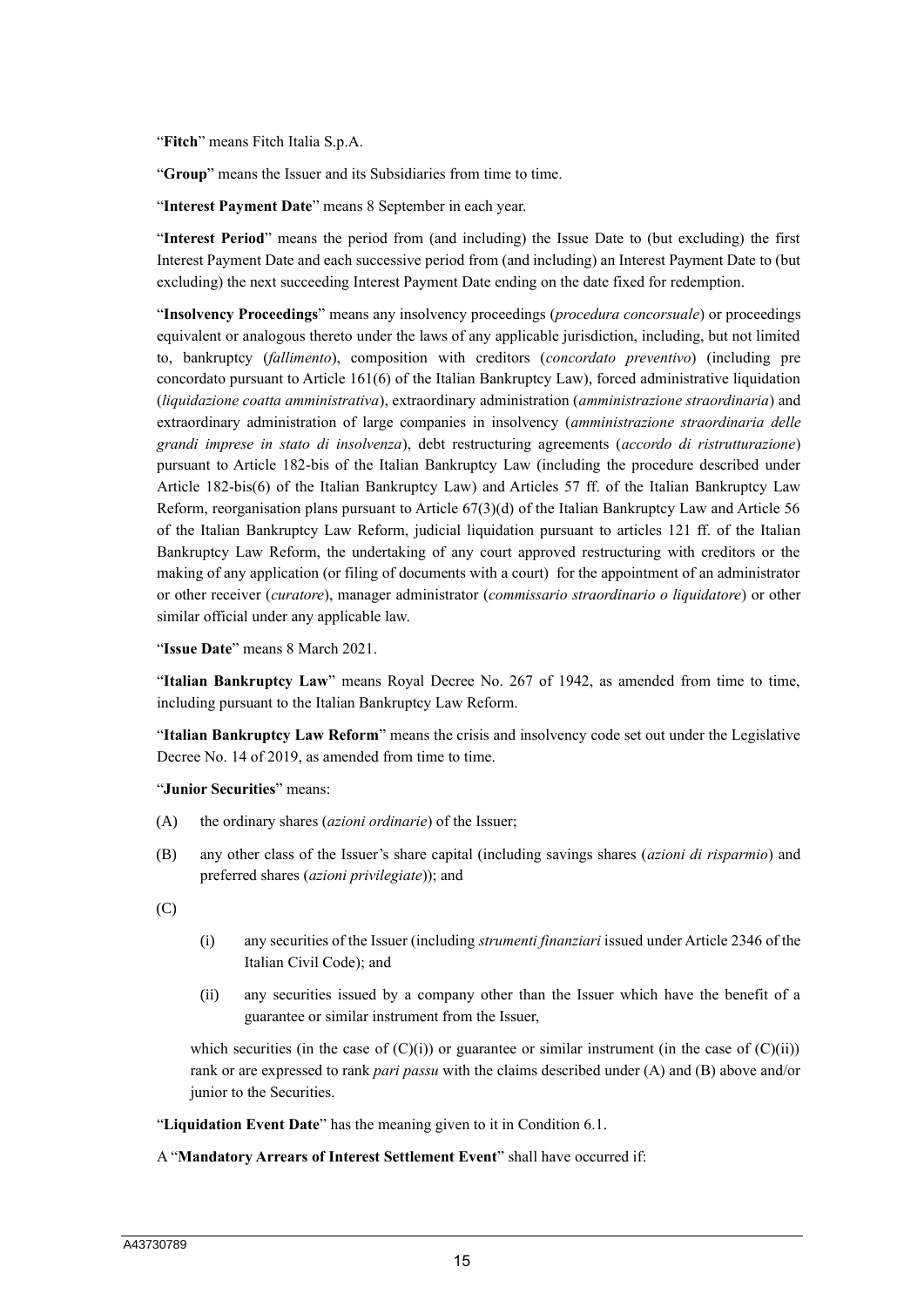"**Fitch**" means Fitch Italia S.p.A.

"**Group**" means the Issuer and its Subsidiaries from time to time.

"**Interest Payment Date**" means 8 September in each year.

"**Interest Period**" means the period from (and including) the Issue Date to (but excluding) the first Interest Payment Date and each successive period from (and including) an Interest Payment Date to (but excluding) the next succeeding Interest Payment Date ending on the date fixed for redemption.

"**Insolvency Proceedings**" means any insolvency proceedings (*procedura concorsuale*) or proceedings equivalent or analogous thereto under the laws of any applicable jurisdiction, including, but not limited to, bankruptcy (*fallimento*), composition with creditors (*concordato preventivo*) (including pre concordato pursuant to Article 161(6) of the Italian Bankruptcy Law), forced administrative liquidation (*liquidazione coatta amministrativa*), extraordinary administration (*amministrazione straordinaria*) and extraordinary administration of large companies in insolvency (*amministrazione straordinaria delle grandi imprese in stato di insolvenza*), debt restructuring agreements (*accordo di ristrutturazione*) pursuant to Article 182-bis of the Italian Bankruptcy Law (including the procedure described under Article 182-bis(6) of the Italian Bankruptcy Law) and Articles 57 ff. of the Italian Bankruptcy Law Reform, reorganisation plans pursuant to Article 67(3)(d) of the Italian Bankruptcy Law and Article 56 of the Italian Bankruptcy Law Reform, judicial liquidation pursuant to articles 121 ff. of the Italian Bankruptcy Law Reform, the undertaking of any court approved restructuring with creditors or the making of any application (or filing of documents with a court) for the appointment of an administrator or other receiver (*curatore*), manager administrator (*commissario straordinario o liquidatore*) or other similar official under any applicable law.

"**Issue Date**" means 8 March 2021.

"**Italian Bankruptcy Law**" means Royal Decree No. 267 of 1942, as amended from time to time, including pursuant to the Italian Bankruptcy Law Reform.

"**Italian Bankruptcy Law Reform**" means the crisis and insolvency code set out under the Legislative Decree No. 14 of 2019, as amended from time to time.

"**Junior Securities**" means:

(A) the ordinary shares (*azioni ordinarie*) of the Issuer;

(B) any other class of the Issuer's share capital (including savings shares (*azioni di risparmio*) and preferred shares (*azioni privilegiate*)); and

(C)

(i) any securities of the Issuer (including *strumenti finanziari* issued under Article 2346 of the Italian Civil Code); and

(ii) any securities issued by a company other than the Issuer which have the benefit of a guarantee or similar instrument from the Issuer,

which securities (in the case of (C)(i)) or guarantee or similar instrument (in the case of (C)(ii)) rank or are expressed to rank *pari passu* with the claims described under (A) and (B) above and/or junior to the Securities.

"**Liquidation Event Date**" has the meaning given to it in Condition 6.1.

A "**Mandatory Arrears of Interest Settlement Event**" shall have occurred if: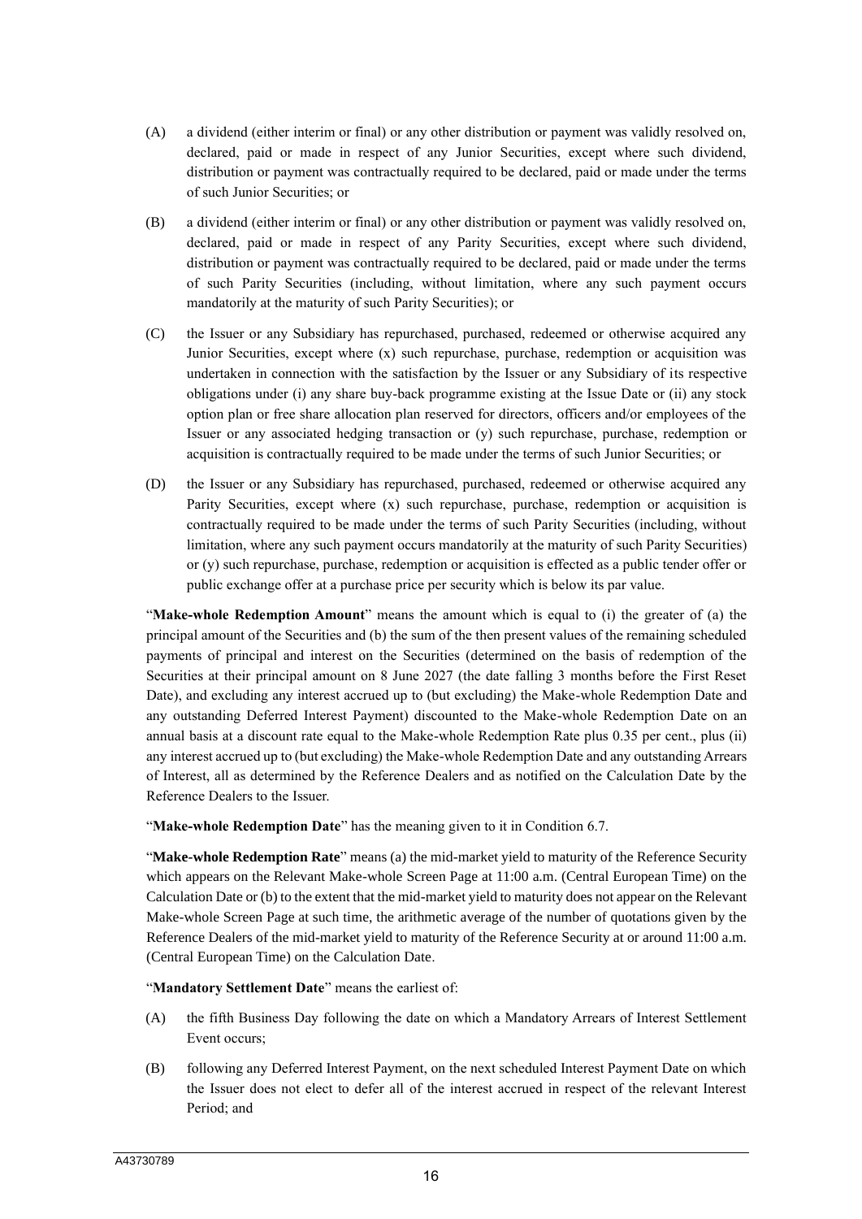(A) a dividend (either interim or final) or any other distribution or payment was validly resolved on, declared, paid or made in respect of any Junior Securities, except where such dividend, distribution or payment was contractually required to be declared, paid or made under the terms of such Junior Securities; or

(B) a dividend (either interim or final) or any other distribution or payment was validly resolved on, declared, paid or made in respect of any Parity Securities, except where such dividend, distribution or payment was contractually required to be declared, paid or made under the terms of such Parity Securities (including, without limitation, where any such payment occurs mandatorily at the maturity of such Parity Securities); or

(C) the Issuer or any Subsidiary has repurchased, purchased, redeemed or otherwise acquired any Junior Securities, except where (x) such repurchase, purchase, redemption or acquisition was undertaken in connection with the satisfaction by the Issuer or any Subsidiary of its respective obligations under (i) any share buy-back programme existing at the Issue Date or (ii) any stock option plan or free share allocation plan reserved for directors, officers and/or employees of the Issuer or any associated hedging transaction or (y) such repurchase, purchase, redemption or acquisition is contractually required to be made under the terms of such Junior Securities; or

(D) the Issuer or any Subsidiary has repurchased, purchased, redeemed or otherwise acquired any Parity Securities, except where (x) such repurchase, purchase, redemption or acquisition is contractually required to be made under the terms of such Parity Securities (including, without limitation, where any such payment occurs mandatorily at the maturity of such Parity Securities) or (y) such repurchase, purchase, redemption or acquisition is effected as a public tender offer or public exchange offer at a purchase price per security which is below its par value.

"**Make-whole Redemption Amount**" means the amount which is equal to (i) the greater of (a) the principal amount of the Securities and (b) the sum of the then present values of the remaining scheduled payments of principal and interest on the Securities (determined on the basis of redemption of the Securities at their principal amount on 8 June 2027 (the date falling 3 months before the First Reset Date), and excluding any interest accrued up to (but excluding) the Make-whole Redemption Date and any outstanding Deferred Interest Payment) discounted to the Make-whole Redemption Date on an annual basis at a discount rate equal to the Make-whole Redemption Rate plus 0.35 per cent., plus (ii) any interest accrued up to (but excluding) the Make-whole Redemption Date and any outstanding Arrears of Interest, all as determined by the Reference Dealers and as notified on the Calculation Date by the Reference Dealers to the Issuer.

"**Make-whole Redemption Date**" has the meaning given to it in Condition 6.7.

"**Make-whole Redemption Rate**" means (a) the mid-market yield to maturity of the Reference Security which appears on the Relevant Make-whole Screen Page at 11:00 a.m. (Central European Time) on the Calculation Date or (b) to the extent that the mid-market yield to maturity does not appear on the Relevant Make-whole Screen Page at such time, the arithmetic average of the number of quotations given by the Reference Dealers of the mid-market yield to maturity of the Reference Security at or around 11:00 a.m. (Central European Time) on the Calculation Date.

"**Mandatory Settlement Date**" means the earliest of:

(A) the fifth Business Day following the date on which a Mandatory Arrears of Interest Settlement Event occurs;

(B) following any Deferred Interest Payment, on the next scheduled Interest Payment Date on which the Issuer does not elect to defer all of the interest accrued in respect of the relevant Interest Period; and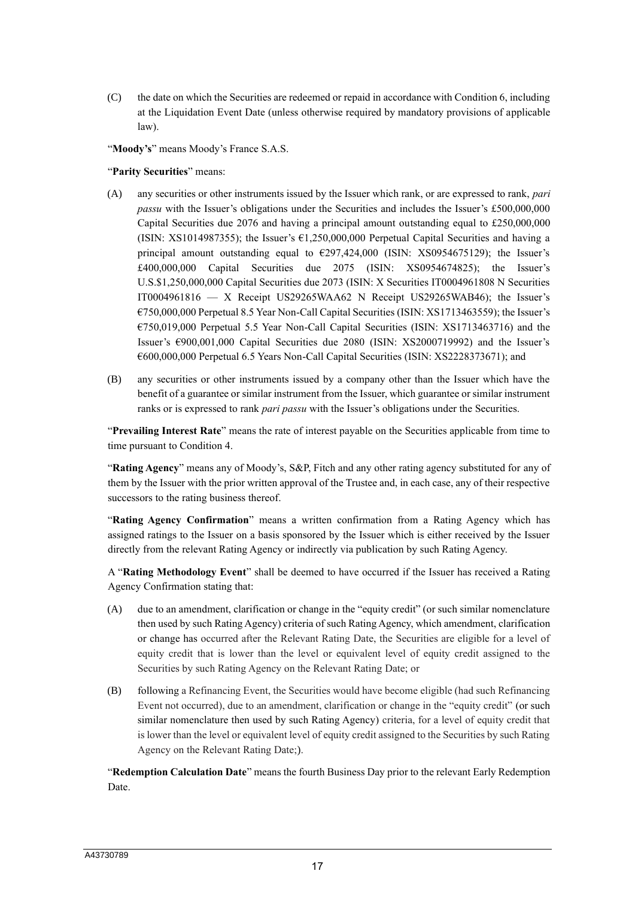(C) the date on which the Securities are redeemed or repaid in accordance with Condition 6, including at the Liquidation Event Date (unless otherwise required by mandatory provisions of applicable law).

"**Moody's**" means Moody's France S.A.S.

"**Parity Securities**" means:

(A) any securities or other instruments issued by the Issuer which rank, or are expressed to rank, *pari passu* with the Issuer's obligations under the Securities and includes the Issuer's £500,000,000 Capital Securities due 2076 and having a principal amount outstanding equal to £250,000,000 (ISIN: XS1014987355); the Issuer's €1,250,000,000 Perpetual Capital Securities and having a principal amount outstanding equal to €297,424,000 (ISIN: XS0954675129); the Issuer's £400,000,000 Capital Securities due 2075 (ISIN: XS0954674825); the Issuer's U.S.$1,250,000,000 Capital Securities due 2073 (ISIN: X Securities IT0004961808 N Securities IT0004961816 — X Receipt US29265WAA62 N Receipt US29265WAB46); the Issuer's €750,000,000 Perpetual 8.5 Year Non-Call Capital Securities (ISIN: XS1713463559); the Issuer's €750,019,000 Perpetual 5.5 Year Non-Call Capital Securities (ISIN: XS1713463716) and the Issuer's €900,001,000 Capital Securities due 2080 (ISIN: XS2000719992) and the Issuer's €600,000,000 Perpetual 6.5 Years Non-Call Capital Securities (ISIN: XS2228373671); and

(B) any securities or other instruments issued by a company other than the Issuer which have the benefit of a guarantee or similar instrument from the Issuer, which guarantee or similar instrument ranks or is expressed to rank *pari passu* with the Issuer's obligations under the Securities.

"**Prevailing Interest Rate**" means the rate of interest payable on the Securities applicable from time to time pursuant to Condition 4.

"**Rating Agency**" means any of Moody's, S&P, Fitch and any other rating agency substituted for any of them by the Issuer with the prior written approval of the Trustee and, in each case, any of their respective successors to the rating business thereof.

"**Rating Agency Confirmation**" means a written confirmation from a Rating Agency which has assigned ratings to the Issuer on a basis sponsored by the Issuer which is either received by the Issuer directly from the relevant Rating Agency or indirectly via publication by such Rating Agency.

A "**Rating Methodology Event**" shall be deemed to have occurred if the Issuer has received a Rating Agency Confirmation stating that:

(A) due to an amendment, clarification or change in the "equity credit" (or such similar nomenclature then used by such Rating Agency) criteria of such Rating Agency, which amendment, clarification or change has occurred after the Relevant Rating Date, the Securities are eligible for a level of equity credit that is lower than the level or equivalent level of equity credit assigned to the Securities by such Rating Agency on the Relevant Rating Date; or

(B) following a Refinancing Event, the Securities would have become eligible (had such Refinancing Event not occurred), due to an amendment, clarification or change in the "equity credit" (or such similar nomenclature then used by such Rating Agency) criteria, for a level of equity credit that is lower than the level or equivalent level of equity credit assigned to the Securities by such Rating Agency on the Relevant Rating Date;).

"**Redemption Calculation Date**" means the fourth Business Day prior to the relevant Early Redemption Date.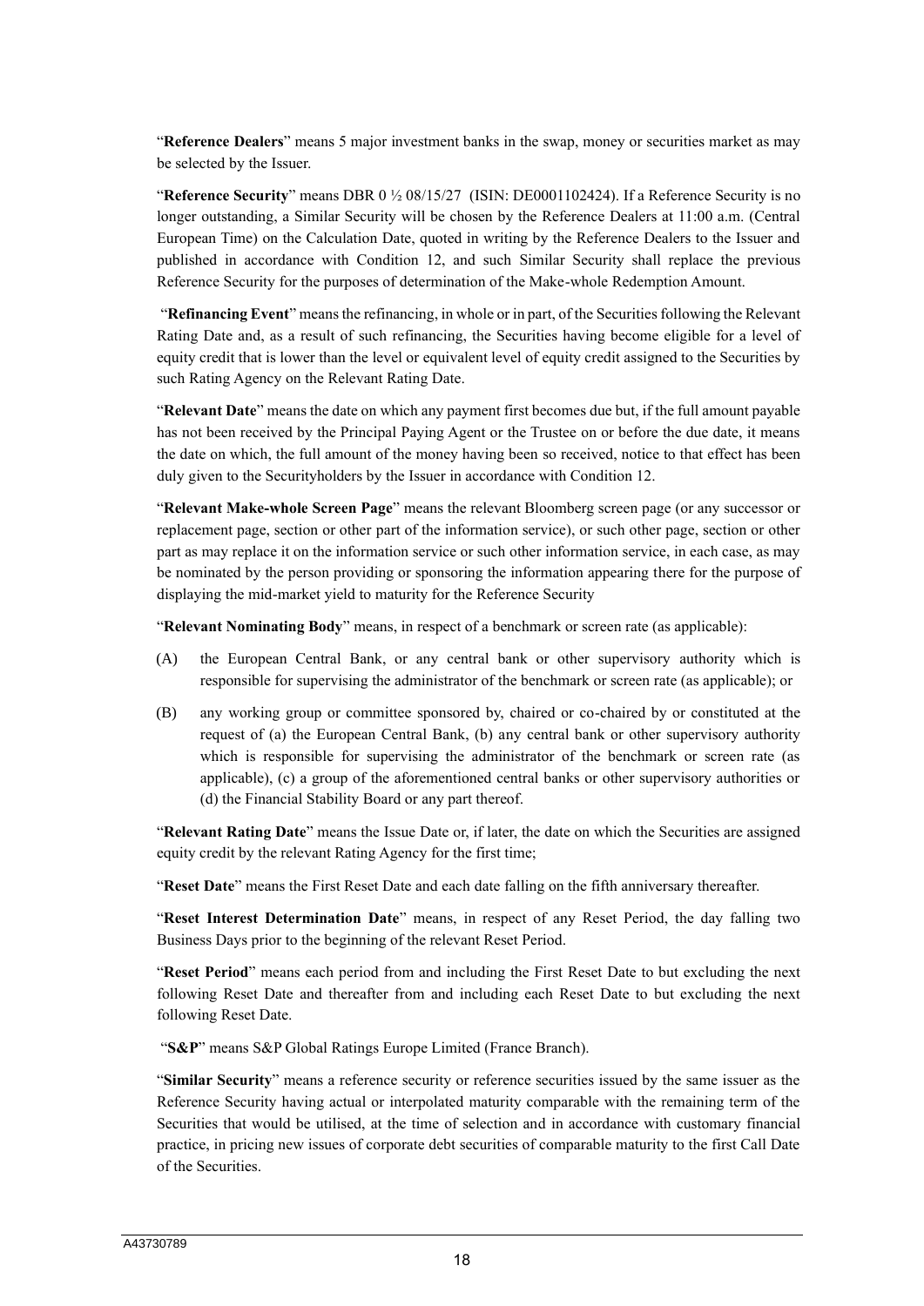"**Reference Dealers**" means 5 major investment banks in the swap, money or securities market as may be selected by the Issuer.

"**Reference Security**" means DBR 0 ½ 08/15/27 (ISIN: DE0001102424). If a Reference Security is no longer outstanding, a Similar Security will be chosen by the Reference Dealers at 11:00 a.m. (Central European Time) on the Calculation Date, quoted in writing by the Reference Dealers to the Issuer and published in accordance with Condition 12, and such Similar Security shall replace the previous Reference Security for the purposes of determination of the Make-whole Redemption Amount.

"**Refinancing Event**" means the refinancing, in whole or in part, of the Securities following the Relevant Rating Date and, as a result of such refinancing, the Securities having become eligible for a level of equity credit that is lower than the level or equivalent level of equity credit assigned to the Securities by such Rating Agency on the Relevant Rating Date.

"**Relevant Date**" means the date on which any payment first becomes due but, if the full amount payable has not been received by the Principal Paying Agent or the Trustee on or before the due date, it means the date on which, the full amount of the money having been so received, notice to that effect has been duly given to the Securityholders by the Issuer in accordance with Condition 12.

"**Relevant Make-whole Screen Page**" means the relevant Bloomberg screen page (or any successor or replacement page, section or other part of the information service), or such other page, section or other part as may replace it on the information service or such other information service, in each case, as may be nominated by the person providing or sponsoring the information appearing there for the purpose of displaying the mid-market yield to maturity for the Reference Security

"**Relevant Nominating Body**" means, in respect of a benchmark or screen rate (as applicable):

(A) the European Central Bank, or any central bank or other supervisory authority which is responsible for supervising the administrator of the benchmark or screen rate (as applicable); or

(B) any working group or committee sponsored by, chaired or co-chaired by or constituted at the request of (a) the European Central Bank, (b) any central bank or other supervisory authority which is responsible for supervising the administrator of the benchmark or screen rate (as applicable), (c) a group of the aforementioned central banks or other supervisory authorities or (d) the Financial Stability Board or any part thereof.

"**Relevant Rating Date**" means the Issue Date or, if later, the date on which the Securities are assigned equity credit by the relevant Rating Agency for the first time;

"**Reset Date**" means the First Reset Date and each date falling on the fifth anniversary thereafter.

"**Reset Interest Determination Date**" means, in respect of any Reset Period, the day falling two Business Days prior to the beginning of the relevant Reset Period.

"**Reset Period**" means each period from and including the First Reset Date to but excluding the next following Reset Date and thereafter from and including each Reset Date to but excluding the next following Reset Date.

"**S&P**" means S&P Global Ratings Europe Limited (France Branch).

"**Similar Security**" means a reference security or reference securities issued by the same issuer as the Reference Security having actual or interpolated maturity comparable with the remaining term of the Securities that would be utilised, at the time of selection and in accordance with customary financial practice, in pricing new issues of corporate debt securities of comparable maturity to the first Call Date of the Securities.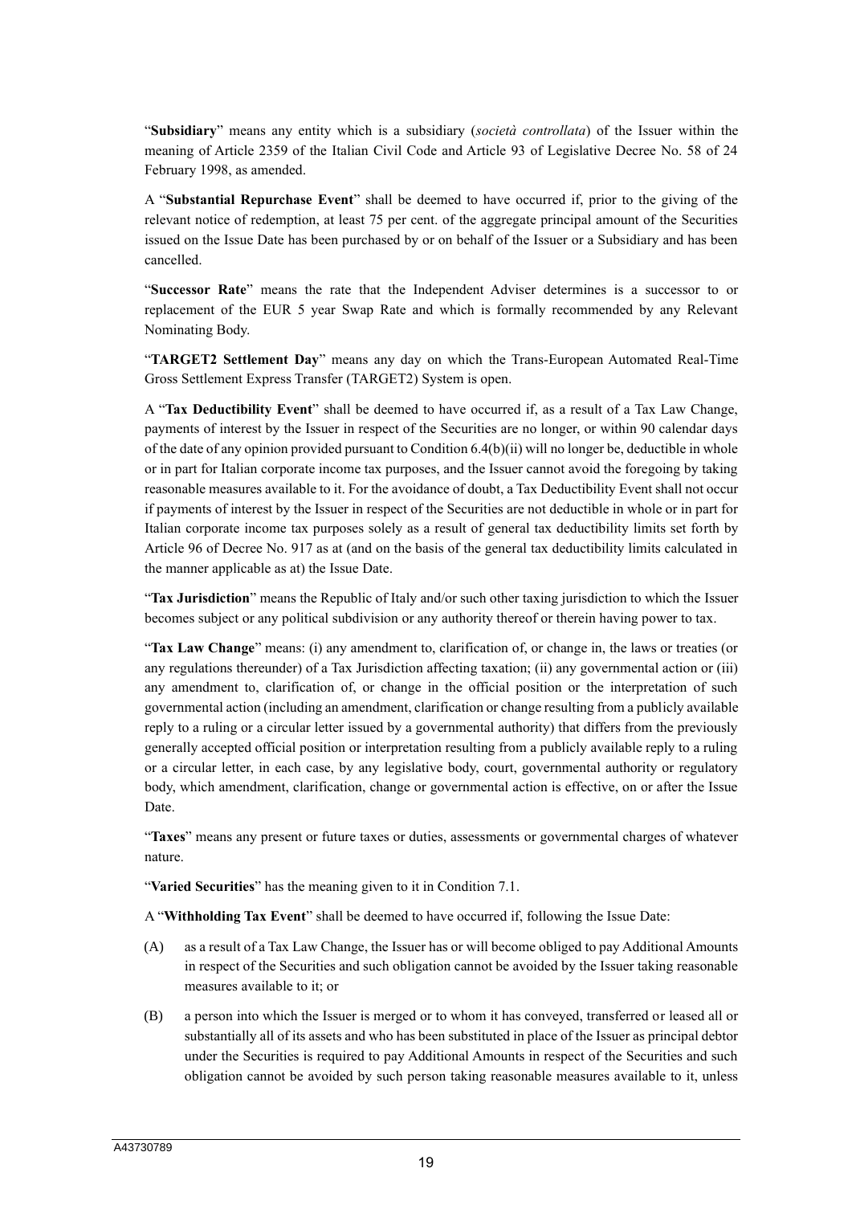"**Subsidiary**" means any entity which is a subsidiary (*società controllata*) of the Issuer within the meaning of Article 2359 of the Italian Civil Code and Article 93 of Legislative Decree No. 58 of 24 February 1998, as amended.

A "**Substantial Repurchase Event**" shall be deemed to have occurred if, prior to the giving of the relevant notice of redemption, at least 75 per cent. of the aggregate principal amount of the Securities issued on the Issue Date has been purchased by or on behalf of the Issuer or a Subsidiary and has been cancelled.

"**Successor Rate**" means the rate that the Independent Adviser determines is a successor to or replacement of the EUR 5 year Swap Rate and which is formally recommended by any Relevant Nominating Body.

"**TARGET2 Settlement Day**" means any day on which the Trans-European Automated Real-Time Gross Settlement Express Transfer (TARGET2) System is open.

A "**Tax Deductibility Event**" shall be deemed to have occurred if, as a result of a Tax Law Change, payments of interest by the Issuer in respect of the Securities are no longer, or within 90 calendar days of the date of any opinion provided pursuant to Condition 6.4(b)(ii) will no longer be, deductible in whole or in part for Italian corporate income tax purposes, and the Issuer cannot avoid the foregoing by taking reasonable measures available to it. For the avoidance of doubt, a Tax Deductibility Event shall not occur if payments of interest by the Issuer in respect of the Securities are not deductible in whole or in part for Italian corporate income tax purposes solely as a result of general tax deductibility limits set forth by Article 96 of Decree No. 917 as at (and on the basis of the general tax deductibility limits calculated in the manner applicable as at) the Issue Date.

"**Tax Jurisdiction**" means the Republic of Italy and/or such other taxing jurisdiction to which the Issuer becomes subject or any political subdivision or any authority thereof or therein having power to tax.

"**Tax Law Change**" means: (i) any amendment to, clarification of, or change in, the laws or treaties (or any regulations thereunder) of a Tax Jurisdiction affecting taxation; (ii) any governmental action or (iii) any amendment to, clarification of, or change in the official position or the interpretation of such governmental action (including an amendment, clarification or change resulting from a publicly available reply to a ruling or a circular letter issued by a governmental authority) that differs from the previously generally accepted official position or interpretation resulting from a publicly available reply to a ruling or a circular letter, in each case, by any legislative body, court, governmental authority or regulatory body, which amendment, clarification, change or governmental action is effective, on or after the Issue Date.

"**Taxes**" means any present or future taxes or duties, assessments or governmental charges of whatever nature.

"**Varied Securities**" has the meaning given to it in Condition 7.1.

A "**Withholding Tax Event**" shall be deemed to have occurred if, following the Issue Date:

(A) as a result of a Tax Law Change, the Issuer has or will become obliged to pay Additional Amounts in respect of the Securities and such obligation cannot be avoided by the Issuer taking reasonable measures available to it; or

(B) a person into which the Issuer is merged or to whom it has conveyed, transferred or leased all or substantially all of its assets and who has been substituted in place of the Issuer as principal debtor under the Securities is required to pay Additional Amounts in respect of the Securities and such obligation cannot be avoided by such person taking reasonable measures available to it, unless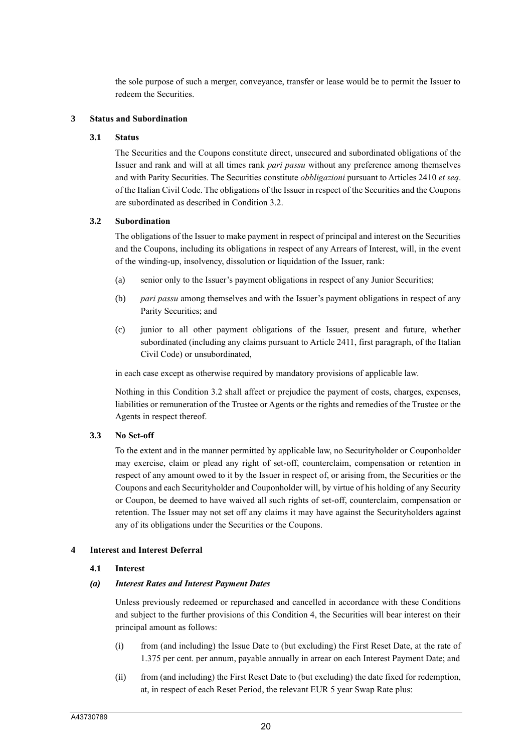the sole purpose of such a merger, conveyance, transfer or lease would be to permit the Issuer to redeem the Securities.

## 3 Status and Subordination

### 3.1 Status

The Securities and the Coupons constitute direct, unsecured and subordinated obligations of the Issuer and rank and will at all times rank *pari passu* without any preference among themselves and with Parity Securities. The Securities constitute *obbligazioni* pursuant to Articles 2410 *et seq*. of the Italian Civil Code. The obligations of the Issuer in respect of the Securities and the Coupons are subordinated as described in Condition 3.2.

### 3.2 Subordination

The obligations of the Issuer to make payment in respect of principal and interest on the Securities and the Coupons, including its obligations in respect of any Arrears of Interest, will, in the event of the winding-up, insolvency, dissolution or liquidation of the Issuer, rank:

(a) senior only to the Issuer's payment obligations in respect of any Junior Securities;

(b) *pari passu* among themselves and with the Issuer's payment obligations in respect of any Parity Securities; and

(c) junior to all other payment obligations of the Issuer, present and future, whether subordinated (including any claims pursuant to Article 2411, first paragraph, of the Italian Civil Code) or unsubordinated,

in each case except as otherwise required by mandatory provisions of applicable law.

Nothing in this Condition 3.2 shall affect or prejudice the payment of costs, charges, expenses, liabilities or remuneration of the Trustee or Agents or the rights and remedies of the Trustee or the Agents in respect thereof.

### 3.3 No Set-off

To the extent and in the manner permitted by applicable law, no Securityholder or Couponholder may exercise, claim or plead any right of set-off, counterclaim, compensation or retention in respect of any amount owed to it by the Issuer in respect of, or arising from, the Securities or the Coupons and each Securityholder and Couponholder will, by virtue of his holding of any Security or Coupon, be deemed to have waived all such rights of set-off, counterclaim, compensation or retention. The Issuer may not set off any claims it may have against the Securityholders against any of its obligations under the Securities or the Coupons.

## 4 Interest and Interest Deferral

### 4.1 Interest

#### *(a) Interest Rates and Interest Payment Dates*

Unless previously redeemed or repurchased and cancelled in accordance with these Conditions and subject to the further provisions of this Condition 4, the Securities will bear interest on their principal amount as follows:

(i) from (and including) the Issue Date to (but excluding) the First Reset Date, at the rate of 1.375 per cent. per annum, payable annually in arrear on each Interest Payment Date; and

(ii) from (and including) the First Reset Date to (but excluding) the date fixed for redemption, at, in respect of each Reset Period, the relevant EUR 5 year Swap Rate plus: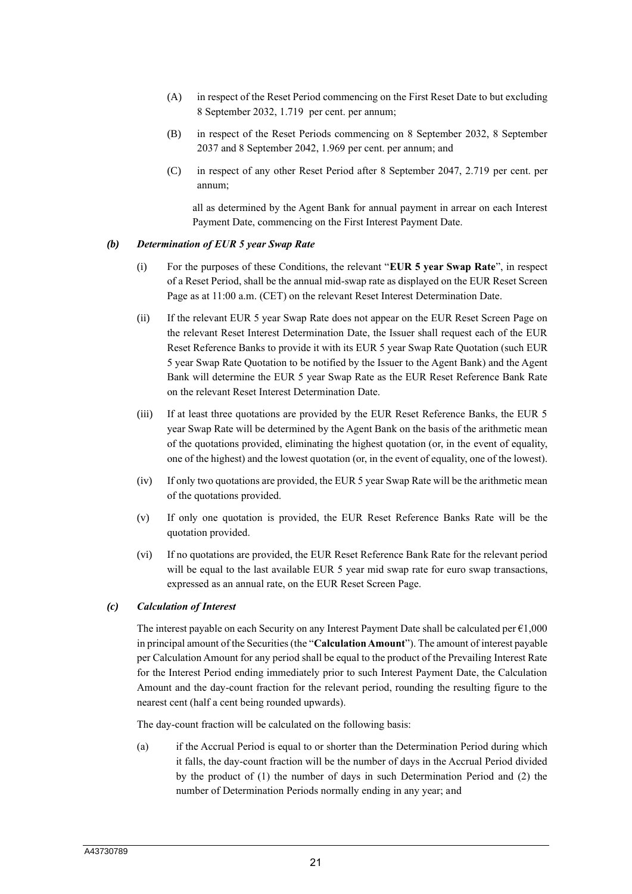(A) in respect of the Reset Period commencing on the First Reset Date to but excluding 8 September 2032, 1.719 per cent. per annum;

(B) in respect of the Reset Periods commencing on 8 September 2032, 8 September 2037 and 8 September 2042, 1.969 per cent. per annum; and

(C) in respect of any other Reset Period after 8 September 2047, 2.719 per cent. per annum;

all as determined by the Agent Bank for annual payment in arrear on each Interest Payment Date, commencing on the First Interest Payment Date.

### *(b) Determination of EUR 5 year Swap Rate*

(i) For the purposes of these Conditions, the relevant "**EUR 5 year Swap Rate**", in respect of a Reset Period, shall be the annual mid-swap rate as displayed on the EUR Reset Screen Page as at 11:00 a.m. (CET) on the relevant Reset Interest Determination Date.

(ii) If the relevant EUR 5 year Swap Rate does not appear on the EUR Reset Screen Page on the relevant Reset Interest Determination Date, the Issuer shall request each of the EUR Reset Reference Banks to provide it with its EUR 5 year Swap Rate Quotation (such EUR 5 year Swap Rate Quotation to be notified by the Issuer to the Agent Bank) and the Agent Bank will determine the EUR 5 year Swap Rate as the EUR Reset Reference Bank Rate on the relevant Reset Interest Determination Date.

(iii) If at least three quotations are provided by the EUR Reset Reference Banks, the EUR 5 year Swap Rate will be determined by the Agent Bank on the basis of the arithmetic mean of the quotations provided, eliminating the highest quotation (or, in the event of equality, one of the highest) and the lowest quotation (or, in the event of equality, one of the lowest).

(iv) If only two quotations are provided, the EUR 5 year Swap Rate will be the arithmetic mean of the quotations provided.

(v) If only one quotation is provided, the EUR Reset Reference Banks Rate will be the quotation provided.

(vi) If no quotations are provided, the EUR Reset Reference Bank Rate for the relevant period will be equal to the last available EUR 5 year mid swap rate for euro swap transactions, expressed as an annual rate, on the EUR Reset Screen Page.

### *(c) Calculation of Interest*

The interest payable on each Security on any Interest Payment Date shall be calculated per €1,000 in principal amount of the Securities (the "**Calculation Amount**"). The amount of interest payable per Calculation Amount for any period shall be equal to the product of the Prevailing Interest Rate for the Interest Period ending immediately prior to such Interest Payment Date, the Calculation Amount and the day-count fraction for the relevant period, rounding the resulting figure to the nearest cent (half a cent being rounded upwards).

The day-count fraction will be calculated on the following basis:

(a) if the Accrual Period is equal to or shorter than the Determination Period during which it falls, the day-count fraction will be the number of days in the Accrual Period divided by the product of (1) the number of days in such Determination Period and (2) the number of Determination Periods normally ending in any year; and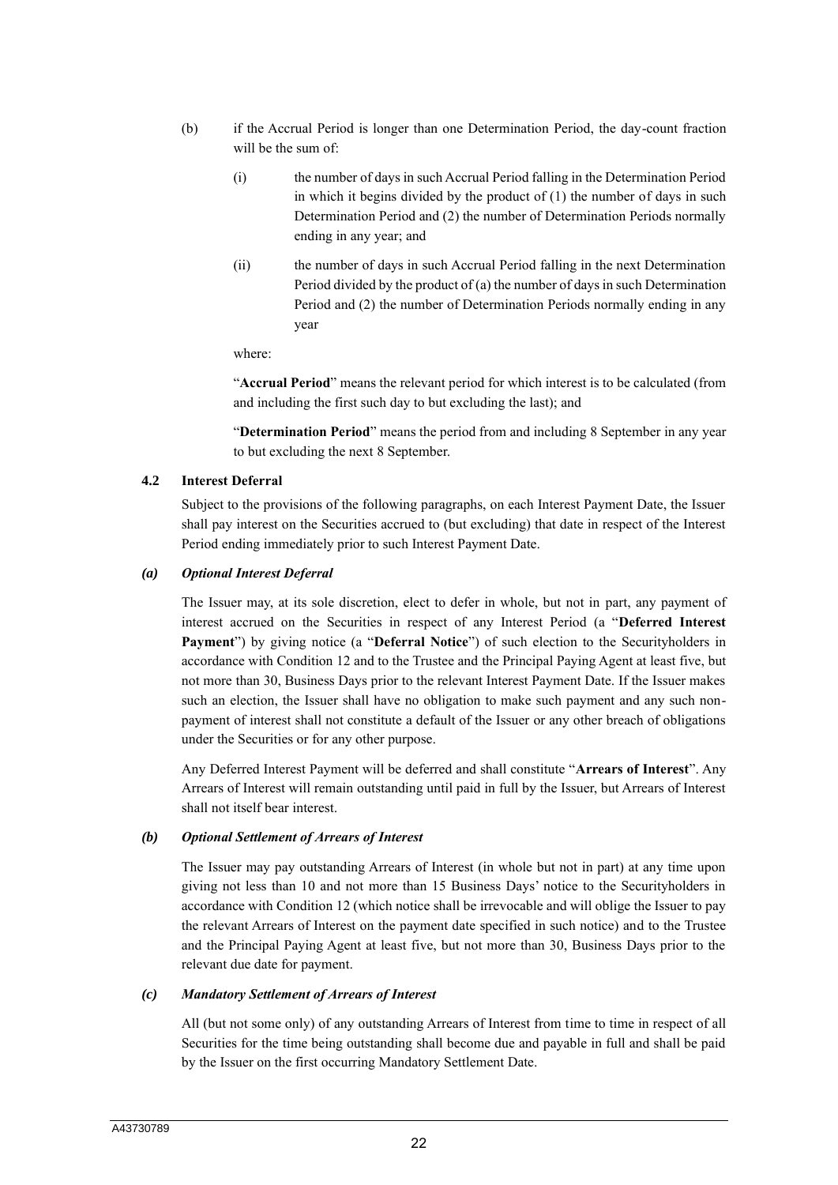(b) if the Accrual Period is longer than one Determination Period, the day-count fraction will be the sum of:

   (i) the number of days in such Accrual Period falling in the Determination Period in which it begins divided by the product of (1) the number of days in such Determination Period and (2) the number of Determination Periods normally ending in any year; and

   (ii) the number of days in such Accrual Period falling in the next Determination Period divided by the product of (a) the number of days in such Determination Period and (2) the number of Determination Periods normally ending in any year

   where:

   "**Accrual Period**" means the relevant period for which interest is to be calculated (from and including the first such day to but excluding the last); and

   "**Determination Period**" means the period from and including 8 September in any year to but excluding the next 8 September.

### 4.2 Interest Deferral

Subject to the provisions of the following paragraphs, on each Interest Payment Date, the Issuer shall pay interest on the Securities accrued to (but excluding) that date in respect of the Interest Period ending immediately prior to such Interest Payment Date.

#### *(a) Optional Interest Deferral*

The Issuer may, at its sole discretion, elect to defer in whole, but not in part, any payment of interest accrued on the Securities in respect of any Interest Period (a "**Deferred Interest Payment**") by giving notice (a "**Deferral Notice**") of such election to the Securityholders in accordance with Condition 12 and to the Trustee and the Principal Paying Agent at least five, but not more than 30, Business Days prior to the relevant Interest Payment Date. If the Issuer makes such an election, the Issuer shall have no obligation to make such payment and any such non-payment of interest shall not constitute a default of the Issuer or any other breach of obligations under the Securities or for any other purpose.

Any Deferred Interest Payment will be deferred and shall constitute "**Arrears of Interest**". Any Arrears of Interest will remain outstanding until paid in full by the Issuer, but Arrears of Interest shall not itself bear interest.

#### *(b) Optional Settlement of Arrears of Interest*

The Issuer may pay outstanding Arrears of Interest (in whole but not in part) at any time upon giving not less than 10 and not more than 15 Business Days' notice to the Securityholders in accordance with Condition 12 (which notice shall be irrevocable and will oblige the Issuer to pay the relevant Arrears of Interest on the payment date specified in such notice) and to the Trustee and the Principal Paying Agent at least five, but not more than 30, Business Days prior to the relevant due date for payment.

#### *(c) Mandatory Settlement of Arrears of Interest*

All (but not some only) of any outstanding Arrears of Interest from time to time in respect of all Securities for the time being outstanding shall become due and payable in full and shall be paid by the Issuer on the first occurring Mandatory Settlement Date.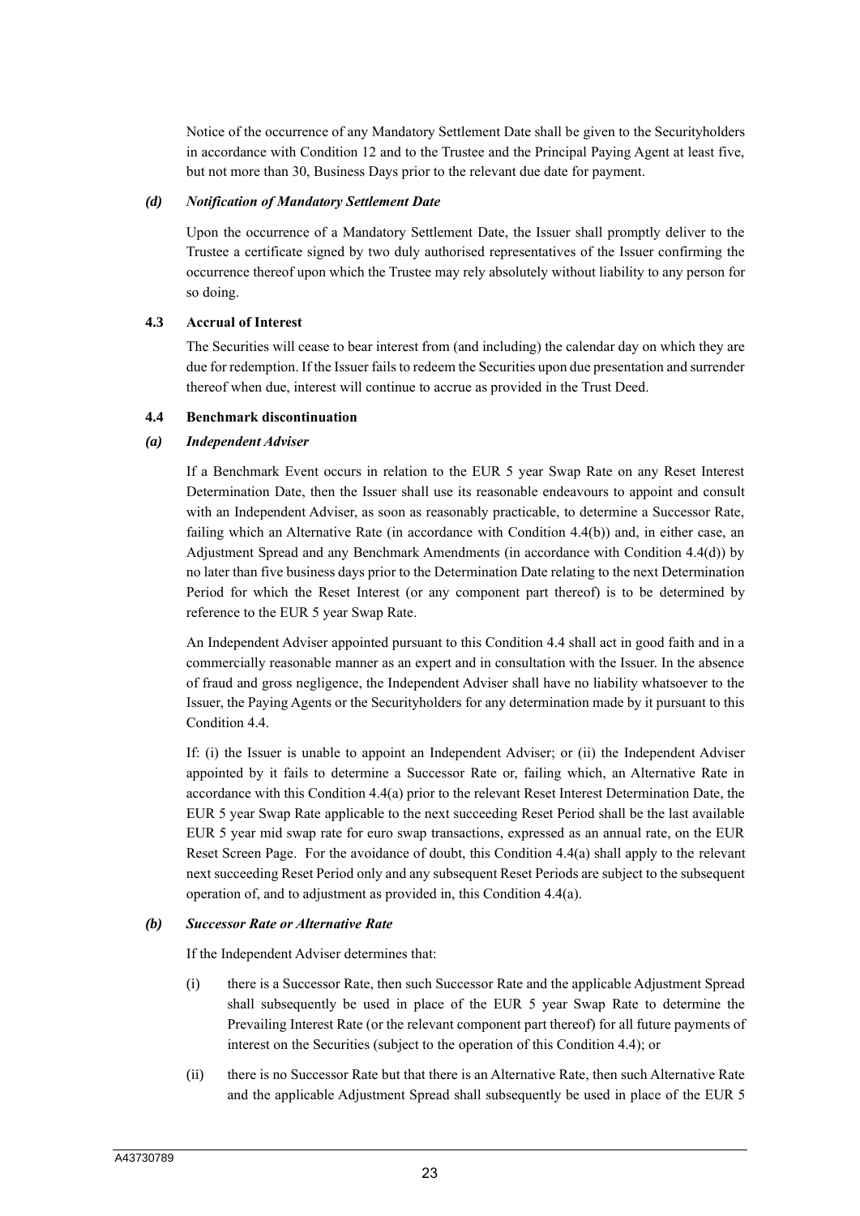Notice of the occurrence of any Mandatory Settlement Date shall be given to the Securityholders in accordance with Condition 12 and to the Trustee and the Principal Paying Agent at least five, but not more than 30, Business Days prior to the relevant due date for payment.

***(d) Notification of Mandatory Settlement Date***

Upon the occurrence of a Mandatory Settlement Date, the Issuer shall promptly deliver to the Trustee a certificate signed by two duly authorised representatives of the Issuer confirming the occurrence thereof upon which the Trustee may rely absolutely without liability to any person for so doing.

### 4.3 Accrual of Interest

The Securities will cease to bear interest from (and including) the calendar day on which they are due for redemption. If the Issuer fails to redeem the Securities upon due presentation and surrender thereof when due, interest will continue to accrue as provided in the Trust Deed.

### 4.4 Benchmark discontinuation

***(a) Independent Adviser***

If a Benchmark Event occurs in relation to the EUR 5 year Swap Rate on any Reset Interest Determination Date, then the Issuer shall use its reasonable endeavours to appoint and consult with an Independent Adviser, as soon as reasonably practicable, to determine a Successor Rate, failing which an Alternative Rate (in accordance with Condition 4.4(b)) and, in either case, an Adjustment Spread and any Benchmark Amendments (in accordance with Condition 4.4(d)) by no later than five business days prior to the Determination Date relating to the next Determination Period for which the Reset Interest (or any component part thereof) is to be determined by reference to the EUR 5 year Swap Rate.

An Independent Adviser appointed pursuant to this Condition 4.4 shall act in good faith and in a commercially reasonable manner as an expert and in consultation with the Issuer. In the absence of fraud and gross negligence, the Independent Adviser shall have no liability whatsoever to the Issuer, the Paying Agents or the Securityholders for any determination made by it pursuant to this Condition 4.4.

If: (i) the Issuer is unable to appoint an Independent Adviser; or (ii) the Independent Adviser appointed by it fails to determine a Successor Rate or, failing which, an Alternative Rate in accordance with this Condition 4.4(a) prior to the relevant Reset Interest Determination Date, the EUR 5 year Swap Rate applicable to the next succeeding Reset Period shall be the last available EUR 5 year mid swap rate for euro swap transactions, expressed as an annual rate, on the EUR Reset Screen Page. For the avoidance of doubt, this Condition 4.4(a) shall apply to the relevant next succeeding Reset Period only and any subsequent Reset Periods are subject to the subsequent operation of, and to adjustment as provided in, this Condition 4.4(a).

***(b) Successor Rate or Alternative Rate***

If the Independent Adviser determines that:

(i) there is a Successor Rate, then such Successor Rate and the applicable Adjustment Spread shall subsequently be used in place of the EUR 5 year Swap Rate to determine the Prevailing Interest Rate (or the relevant component part thereof) for all future payments of interest on the Securities (subject to the operation of this Condition 4.4); or

(ii) there is no Successor Rate but that there is an Alternative Rate, then such Alternative Rate and the applicable Adjustment Spread shall subsequently be used in place of the EUR 5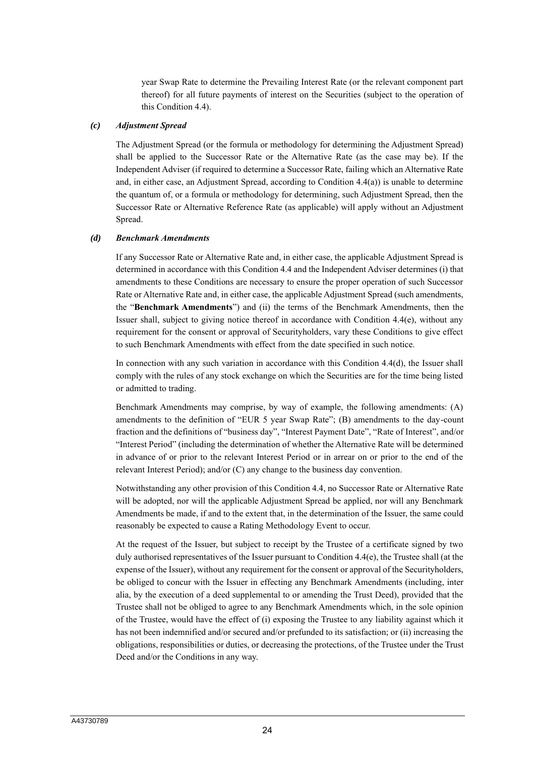year Swap Rate to determine the Prevailing Interest Rate (or the relevant component part thereof) for all future payments of interest on the Securities (subject to the operation of this Condition 4.4).

### *(c) Adjustment Spread*

The Adjustment Spread (or the formula or methodology for determining the Adjustment Spread) shall be applied to the Successor Rate or the Alternative Rate (as the case may be). If the Independent Adviser (if required to determine a Successor Rate, failing which an Alternative Rate and, in either case, an Adjustment Spread, according to Condition 4.4(a)) is unable to determine the quantum of, or a formula or methodology for determining, such Adjustment Spread, then the Successor Rate or Alternative Reference Rate (as applicable) will apply without an Adjustment Spread.

### *(d) Benchmark Amendments*

If any Successor Rate or Alternative Rate and, in either case, the applicable Adjustment Spread is determined in accordance with this Condition 4.4 and the Independent Adviser determines (i) that amendments to these Conditions are necessary to ensure the proper operation of such Successor Rate or Alternative Rate and, in either case, the applicable Adjustment Spread (such amendments, the "**Benchmark Amendments**") and (ii) the terms of the Benchmark Amendments, then the Issuer shall, subject to giving notice thereof in accordance with Condition 4.4(e), without any requirement for the consent or approval of Securityholders, vary these Conditions to give effect to such Benchmark Amendments with effect from the date specified in such notice.

In connection with any such variation in accordance with this Condition 4.4(d), the Issuer shall comply with the rules of any stock exchange on which the Securities are for the time being listed or admitted to trading.

Benchmark Amendments may comprise, by way of example, the following amendments: (A) amendments to the definition of "EUR 5 year Swap Rate"; (B) amendments to the day-count fraction and the definitions of "business day", "Interest Payment Date", "Rate of Interest", and/or "Interest Period" (including the determination of whether the Alternative Rate will be determined in advance of or prior to the relevant Interest Period or in arrear on or prior to the end of the relevant Interest Period); and/or (C) any change to the business day convention.

Notwithstanding any other provision of this Condition 4.4, no Successor Rate or Alternative Rate will be adopted, nor will the applicable Adjustment Spread be applied, nor will any Benchmark Amendments be made, if and to the extent that, in the determination of the Issuer, the same could reasonably be expected to cause a Rating Methodology Event to occur.

At the request of the Issuer, but subject to receipt by the Trustee of a certificate signed by two duly authorised representatives of the Issuer pursuant to Condition 4.4(e), the Trustee shall (at the expense of the Issuer), without any requirement for the consent or approval of the Securityholders, be obliged to concur with the Issuer in effecting any Benchmark Amendments (including, inter alia, by the execution of a deed supplemental to or amending the Trust Deed), provided that the Trustee shall not be obliged to agree to any Benchmark Amendments which, in the sole opinion of the Trustee, would have the effect of (i) exposing the Trustee to any liability against which it has not been indemnified and/or secured and/or prefunded to its satisfaction; or (ii) increasing the obligations, responsibilities or duties, or decreasing the protections, of the Trustee under the Trust Deed and/or the Conditions in any way.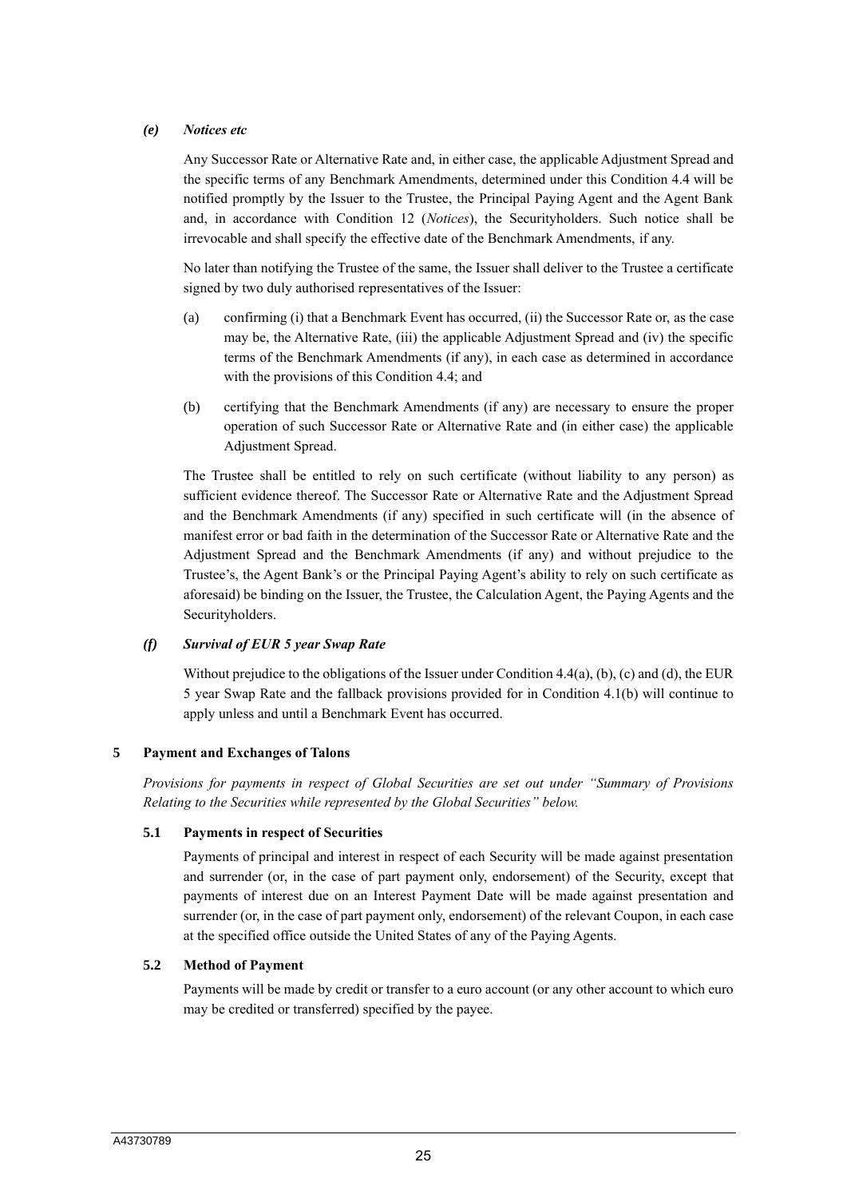#### *(e) Notices etc*

Any Successor Rate or Alternative Rate and, in either case, the applicable Adjustment Spread and the specific terms of any Benchmark Amendments, determined under this Condition 4.4 will be notified promptly by the Issuer to the Trustee, the Principal Paying Agent and the Agent Bank and, in accordance with Condition 12 (*Notices*), the Securityholders. Such notice shall be irrevocable and shall specify the effective date of the Benchmark Amendments, if any.

No later than notifying the Trustee of the same, the Issuer shall deliver to the Trustee a certificate signed by two duly authorised representatives of the Issuer:

(a) confirming (i) that a Benchmark Event has occurred, (ii) the Successor Rate or, as the case may be, the Alternative Rate, (iii) the applicable Adjustment Spread and (iv) the specific terms of the Benchmark Amendments (if any), in each case as determined in accordance with the provisions of this Condition 4.4; and

(b) certifying that the Benchmark Amendments (if any) are necessary to ensure the proper operation of such Successor Rate or Alternative Rate and (in either case) the applicable Adjustment Spread.

The Trustee shall be entitled to rely on such certificate (without liability to any person) as sufficient evidence thereof. The Successor Rate or Alternative Rate and the Adjustment Spread and the Benchmark Amendments (if any) specified in such certificate will (in the absence of manifest error or bad faith in the determination of the Successor Rate or Alternative Rate and the Adjustment Spread and the Benchmark Amendments (if any) and without prejudice to the Trustee's, the Agent Bank's or the Principal Paying Agent's ability to rely on such certificate as aforesaid) be binding on the Issuer, the Trustee, the Calculation Agent, the Paying Agents and the Securityholders.

#### *(f) Survival of EUR 5 year Swap Rate*

Without prejudice to the obligations of the Issuer under Condition 4.4(a), (b), (c) and (d), the EUR 5 year Swap Rate and the fallback provisions provided for in Condition 4.1(b) will continue to apply unless and until a Benchmark Event has occurred.

## 5 Payment and Exchanges of Talons

*Provisions for payments in respect of Global Securities are set out under "Summary of Provisions Relating to the Securities while represented by the Global Securities" below.*

### 5.1 Payments in respect of Securities

Payments of principal and interest in respect of each Security will be made against presentation and surrender (or, in the case of part payment only, endorsement) of the Security, except that payments of interest due on an Interest Payment Date will be made against presentation and surrender (or, in the case of part payment only, endorsement) of the relevant Coupon, in each case at the specified office outside the United States of any of the Paying Agents.

### 5.2 Method of Payment

Payments will be made by credit or transfer to a euro account (or any other account to which euro may be credited or transferred) specified by the payee.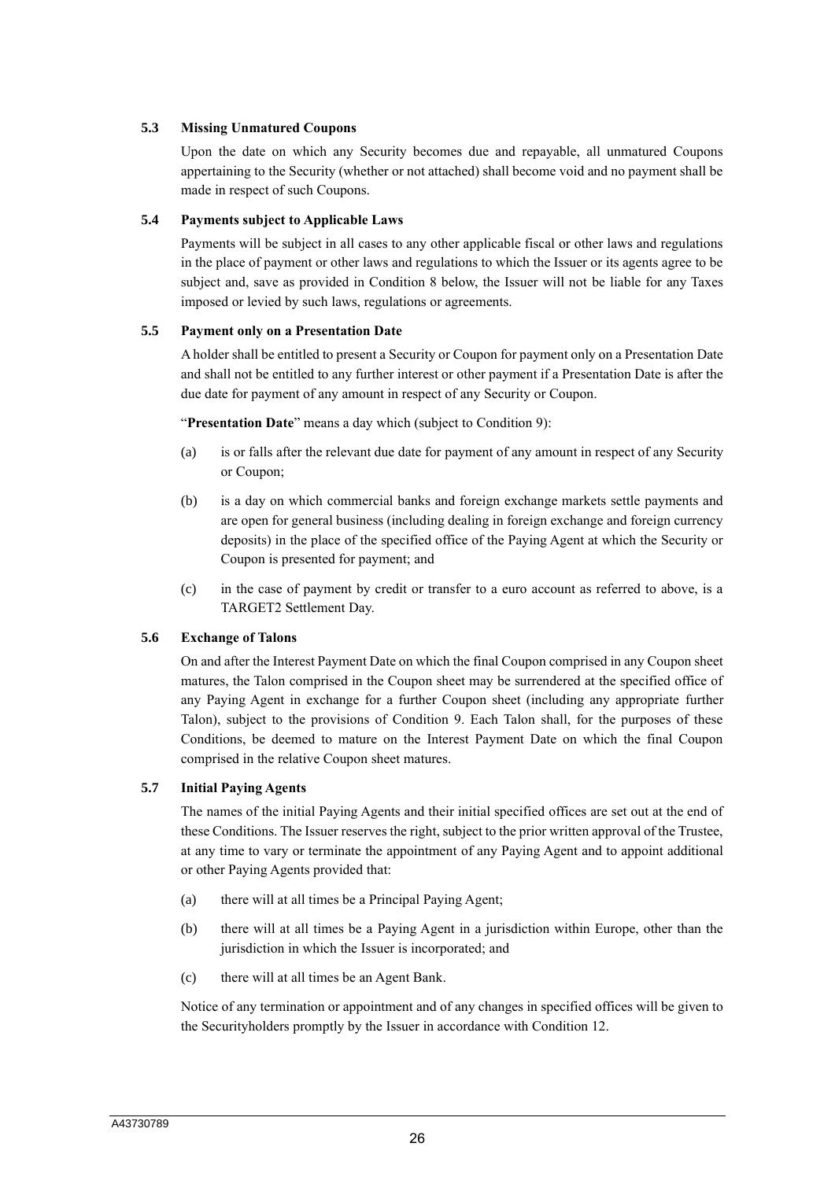### 5.3 Missing Unmatured Coupons

Upon the date on which any Security becomes due and repayable, all unmatured Coupons appertaining to the Security (whether or not attached) shall become void and no payment shall be made in respect of such Coupons.

### 5.4 Payments subject to Applicable Laws

Payments will be subject in all cases to any other applicable fiscal or other laws and regulations in the place of payment or other laws and regulations to which the Issuer or its agents agree to be subject and, save as provided in Condition 8 below, the Issuer will not be liable for any Taxes imposed or levied by such laws, regulations or agreements.

### 5.5 Payment only on a Presentation Date

A holder shall be entitled to present a Security or Coupon for payment only on a Presentation Date and shall not be entitled to any further interest or other payment if a Presentation Date is after the due date for payment of any amount in respect of any Security or Coupon.

"**Presentation Date**" means a day which (subject to Condition 9):

(a) is or falls after the relevant due date for payment of any amount in respect of any Security or Coupon;

(b) is a day on which commercial banks and foreign exchange markets settle payments and are open for general business (including dealing in foreign exchange and foreign currency deposits) in the place of the specified office of the Paying Agent at which the Security or Coupon is presented for payment; and

(c) in the case of payment by credit or transfer to a euro account as referred to above, is a TARGET2 Settlement Day.

### 5.6 Exchange of Talons

On and after the Interest Payment Date on which the final Coupon comprised in any Coupon sheet matures, the Talon comprised in the Coupon sheet may be surrendered at the specified office of any Paying Agent in exchange for a further Coupon sheet (including any appropriate further Talon), subject to the provisions of Condition 9. Each Talon shall, for the purposes of these Conditions, be deemed to mature on the Interest Payment Date on which the final Coupon comprised in the relative Coupon sheet matures.

### 5.7 Initial Paying Agents

The names of the initial Paying Agents and their initial specified offices are set out at the end of these Conditions. The Issuer reserves the right, subject to the prior written approval of the Trustee, at any time to vary or terminate the appointment of any Paying Agent and to appoint additional or other Paying Agents provided that:

(a) there will at all times be a Principal Paying Agent;

(b) there will at all times be a Paying Agent in a jurisdiction within Europe, other than the jurisdiction in which the Issuer is incorporated; and

(c) there will at all times be an Agent Bank.

Notice of any termination or appointment and of any changes in specified offices will be given to the Securityholders promptly by the Issuer in accordance with Condition 12.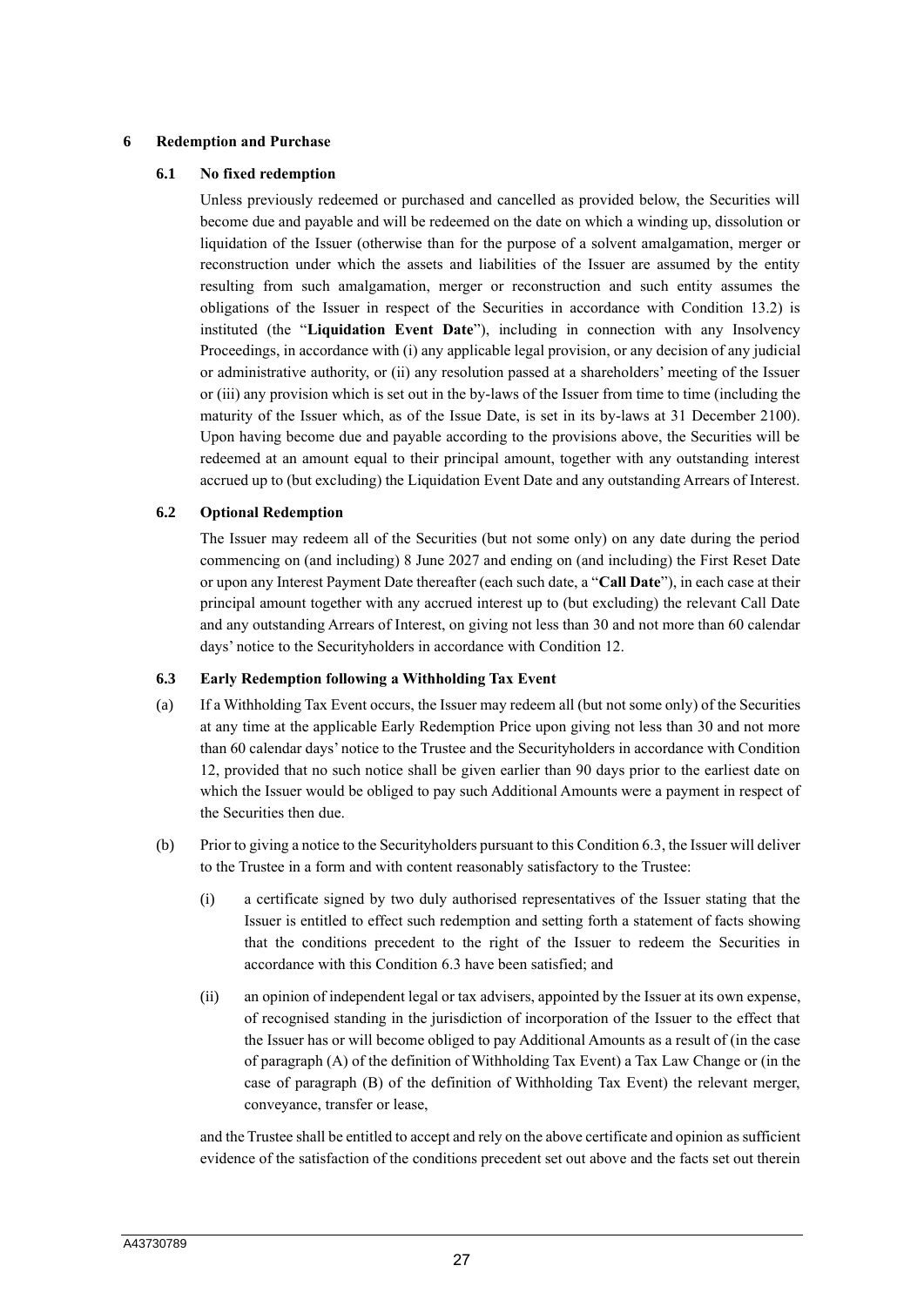## 6 Redemption and Purchase

### 6.1 No fixed redemption

Unless previously redeemed or purchased and cancelled as provided below, the Securities will become due and payable and will be redeemed on the date on which a winding up, dissolution or liquidation of the Issuer (otherwise than for the purpose of a solvent amalgamation, merger or reconstruction under which the assets and liabilities of the Issuer are assumed by the entity resulting from such amalgamation, merger or reconstruction and such entity assumes the obligations of the Issuer in respect of the Securities in accordance with Condition 13.2) is instituted (the "**Liquidation Event Date**"), including in connection with any Insolvency Proceedings, in accordance with (i) any applicable legal provision, or any decision of any judicial or administrative authority, or (ii) any resolution passed at a shareholders' meeting of the Issuer or (iii) any provision which is set out in the by-laws of the Issuer from time to time (including the maturity of the Issuer which, as of the Issue Date, is set in its by-laws at 31 December 2100). Upon having become due and payable according to the provisions above, the Securities will be redeemed at an amount equal to their principal amount, together with any outstanding interest accrued up to (but excluding) the Liquidation Event Date and any outstanding Arrears of Interest.

### 6.2 Optional Redemption

The Issuer may redeem all of the Securities (but not some only) on any date during the period commencing on (and including) 8 June 2027 and ending on (and including) the First Reset Date or upon any Interest Payment Date thereafter (each such date, a "**Call Date**"), in each case at their principal amount together with any accrued interest up to (but excluding) the relevant Call Date and any outstanding Arrears of Interest, on giving not less than 30 and not more than 60 calendar days' notice to the Securityholders in accordance with Condition 12.

### 6.3 Early Redemption following a Withholding Tax Event

(a) If a Withholding Tax Event occurs, the Issuer may redeem all (but not some only) of the Securities at any time at the applicable Early Redemption Price upon giving not less than 30 and not more than 60 calendar days' notice to the Trustee and the Securityholders in accordance with Condition 12, provided that no such notice shall be given earlier than 90 days prior to the earliest date on which the Issuer would be obliged to pay such Additional Amounts were a payment in respect of the Securities then due.

(b) Prior to giving a notice to the Securityholders pursuant to this Condition 6.3, the Issuer will deliver to the Trustee in a form and with content reasonably satisfactory to the Trustee:

(i) a certificate signed by two duly authorised representatives of the Issuer stating that the Issuer is entitled to effect such redemption and setting forth a statement of facts showing that the conditions precedent to the right of the Issuer to redeem the Securities in accordance with this Condition 6.3 have been satisfied; and

(ii) an opinion of independent legal or tax advisers, appointed by the Issuer at its own expense, of recognised standing in the jurisdiction of incorporation of the Issuer to the effect that the Issuer has or will become obliged to pay Additional Amounts as a result of (in the case of paragraph (A) of the definition of Withholding Tax Event) a Tax Law Change or (in the case of paragraph (B) of the definition of Withholding Tax Event) the relevant merger, conveyance, transfer or lease,

and the Trustee shall be entitled to accept and rely on the above certificate and opinion as sufficient evidence of the satisfaction of the conditions precedent set out above and the facts set out therein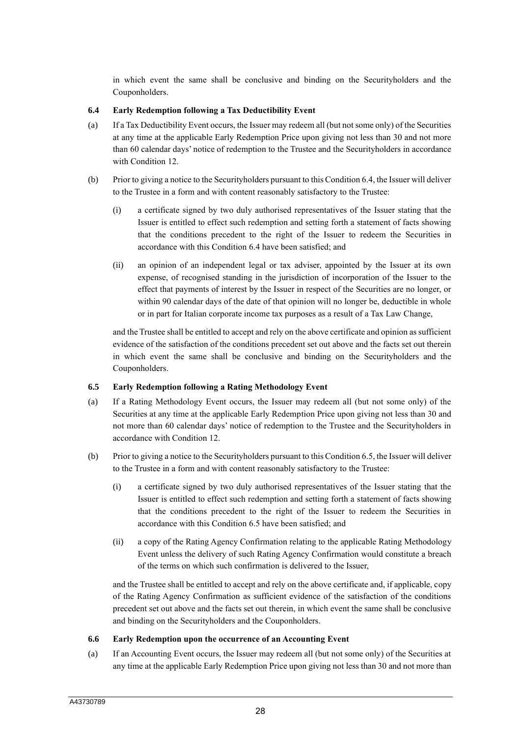in which event the same shall be conclusive and binding on the Securityholders and the Couponholders.

### 6.4 Early Redemption following a Tax Deductibility Event

(a) If a Tax Deductibility Event occurs, the Issuer may redeem all (but not some only) of the Securities at any time at the applicable Early Redemption Price upon giving not less than 30 and not more than 60 calendar days' notice of redemption to the Trustee and the Securityholders in accordance with Condition 12.

(b) Prior to giving a notice to the Securityholders pursuant to this Condition 6.4, the Issuer will deliver to the Trustee in a form and with content reasonably satisfactory to the Trustee:

(i) a certificate signed by two duly authorised representatives of the Issuer stating that the Issuer is entitled to effect such redemption and setting forth a statement of facts showing that the conditions precedent to the right of the Issuer to redeem the Securities in accordance with this Condition 6.4 have been satisfied; and

(ii) an opinion of an independent legal or tax adviser, appointed by the Issuer at its own expense, of recognised standing in the jurisdiction of incorporation of the Issuer to the effect that payments of interest by the Issuer in respect of the Securities are no longer, or within 90 calendar days of the date of that opinion will no longer be, deductible in whole or in part for Italian corporate income tax purposes as a result of a Tax Law Change,

and the Trustee shall be entitled to accept and rely on the above certificate and opinion as sufficient evidence of the satisfaction of the conditions precedent set out above and the facts set out therein in which event the same shall be conclusive and binding on the Securityholders and the Couponholders.

### 6.5 Early Redemption following a Rating Methodology Event

(a) If a Rating Methodology Event occurs, the Issuer may redeem all (but not some only) of the Securities at any time at the applicable Early Redemption Price upon giving not less than 30 and not more than 60 calendar days' notice of redemption to the Trustee and the Securityholders in accordance with Condition 12.

(b) Prior to giving a notice to the Securityholders pursuant to this Condition 6.5, the Issuer will deliver to the Trustee in a form and with content reasonably satisfactory to the Trustee:

(i) a certificate signed by two duly authorised representatives of the Issuer stating that the Issuer is entitled to effect such redemption and setting forth a statement of facts showing that the conditions precedent to the right of the Issuer to redeem the Securities in accordance with this Condition 6.5 have been satisfied; and

(ii) a copy of the Rating Agency Confirmation relating to the applicable Rating Methodology Event unless the delivery of such Rating Agency Confirmation would constitute a breach of the terms on which such confirmation is delivered to the Issuer,

and the Trustee shall be entitled to accept and rely on the above certificate and, if applicable, copy of the Rating Agency Confirmation as sufficient evidence of the satisfaction of the conditions precedent set out above and the facts set out therein, in which event the same shall be conclusive and binding on the Securityholders and the Couponholders.

### 6.6 Early Redemption upon the occurrence of an Accounting Event

(a) If an Accounting Event occurs, the Issuer may redeem all (but not some only) of the Securities at any time at the applicable Early Redemption Price upon giving not less than 30 and not more than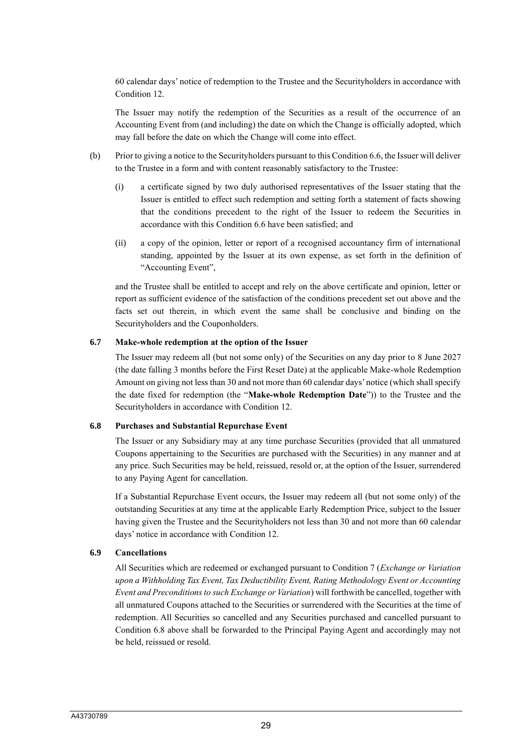60 calendar days' notice of redemption to the Trustee and the Securityholders in accordance with Condition 12.

The Issuer may notify the redemption of the Securities as a result of the occurrence of an Accounting Event from (and including) the date on which the Change is officially adopted, which may fall before the date on which the Change will come into effect.

(b) Prior to giving a notice to the Securityholders pursuant to this Condition 6.6, the Issuer will deliver to the Trustee in a form and with content reasonably satisfactory to the Trustee:

(i) a certificate signed by two duly authorised representatives of the Issuer stating that the Issuer is entitled to effect such redemption and setting forth a statement of facts showing that the conditions precedent to the right of the Issuer to redeem the Securities in accordance with this Condition 6.6 have been satisfied; and

(ii) a copy of the opinion, letter or report of a recognised accountancy firm of international standing, appointed by the Issuer at its own expense, as set forth in the definition of "Accounting Event",

and the Trustee shall be entitled to accept and rely on the above certificate and opinion, letter or report as sufficient evidence of the satisfaction of the conditions precedent set out above and the facts set out therein, in which event the same shall be conclusive and binding on the Securityholders and the Couponholders.

**6.7 Make-whole redemption at the option of the Issuer**

The Issuer may redeem all (but not some only) of the Securities on any day prior to 8 June 2027 (the date falling 3 months before the First Reset Date) at the applicable Make-whole Redemption Amount on giving not less than 30 and not more than 60 calendar days' notice (which shall specify the date fixed for redemption (the "**Make-whole Redemption Date**")) to the Trustee and the Securityholders in accordance with Condition 12.

**6.8 Purchases and Substantial Repurchase Event**

The Issuer or any Subsidiary may at any time purchase Securities (provided that all unmatured Coupons appertaining to the Securities are purchased with the Securities) in any manner and at any price. Such Securities may be held, reissued, resold or, at the option of the Issuer, surrendered to any Paying Agent for cancellation.

If a Substantial Repurchase Event occurs, the Issuer may redeem all (but not some only) of the outstanding Securities at any time at the applicable Early Redemption Price, subject to the Issuer having given the Trustee and the Securityholders not less than 30 and not more than 60 calendar days' notice in accordance with Condition 12.

**6.9 Cancellations**

All Securities which are redeemed or exchanged pursuant to Condition 7 (*Exchange or Variation upon a Withholding Tax Event, Tax Deductibility Event, Rating Methodology Event or Accounting Event and Preconditions to such Exchange or Variation*) will forthwith be cancelled, together with all unmatured Coupons attached to the Securities or surrendered with the Securities at the time of redemption. All Securities so cancelled and any Securities purchased and cancelled pursuant to Condition 6.8 above shall be forwarded to the Principal Paying Agent and accordingly may not be held, reissued or resold.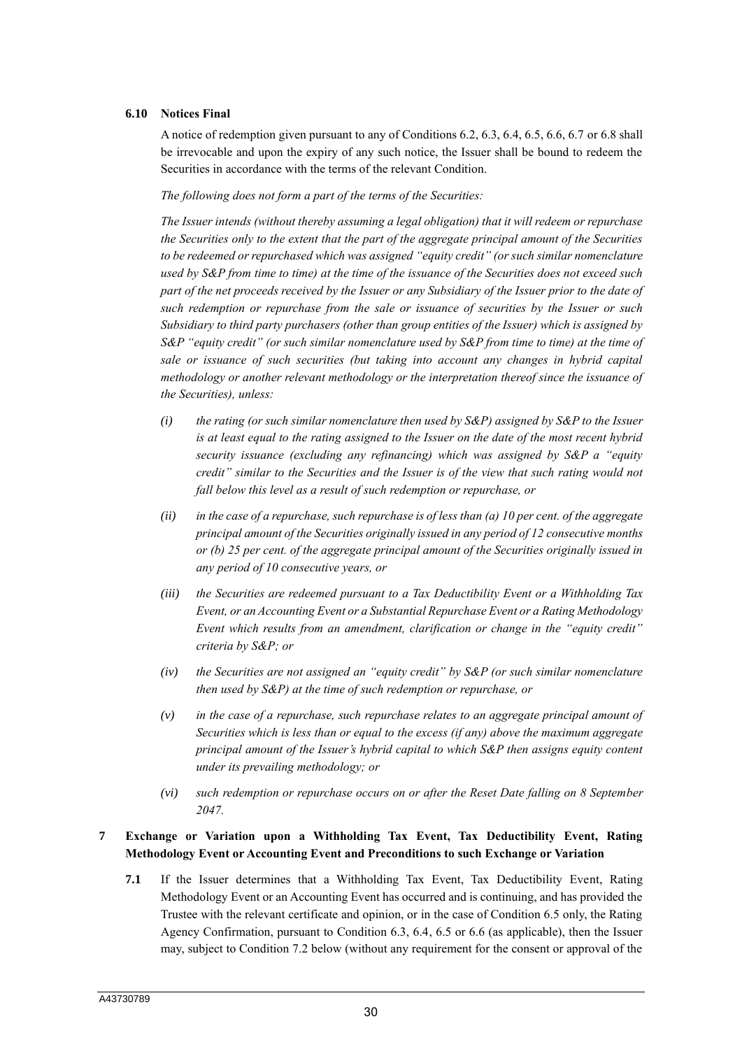### 6.10 Notices Final

A notice of redemption given pursuant to any of Conditions 6.2, 6.3, 6.4, 6.5, 6.6, 6.7 or 6.8 shall be irrevocable and upon the expiry of any such notice, the Issuer shall be bound to redeem the Securities in accordance with the terms of the relevant Condition.

*The following does not form a part of the terms of the Securities:*

*The Issuer intends (without thereby assuming a legal obligation) that it will redeem or repurchase the Securities only to the extent that the part of the aggregate principal amount of the Securities to be redeemed or repurchased which was assigned "equity credit" (or such similar nomenclature used by S&P from time to time) at the time of the issuance of the Securities does not exceed such part of the net proceeds received by the Issuer or any Subsidiary of the Issuer prior to the date of such redemption or repurchase from the sale or issuance of securities by the Issuer or such Subsidiary to third party purchasers (other than group entities of the Issuer) which is assigned by S&P "equity credit" (or such similar nomenclature used by S&P from time to time) at the time of sale or issuance of such securities (but taking into account any changes in hybrid capital methodology or another relevant methodology or the interpretation thereof since the issuance of the Securities), unless:*

*(i) the rating (or such similar nomenclature then used by S&P) assigned by S&P to the Issuer is at least equal to the rating assigned to the Issuer on the date of the most recent hybrid security issuance (excluding any refinancing) which was assigned by S&P a "equity credit" similar to the Securities and the Issuer is of the view that such rating would not fall below this level as a result of such redemption or repurchase, or*

*(ii) in the case of a repurchase, such repurchase is of less than (a) 10 per cent. of the aggregate principal amount of the Securities originally issued in any period of 12 consecutive months or (b) 25 per cent. of the aggregate principal amount of the Securities originally issued in any period of 10 consecutive years, or*

*(iii) the Securities are redeemed pursuant to a Tax Deductibility Event or a Withholding Tax Event, or an Accounting Event or a Substantial Repurchase Event or a Rating Methodology Event which results from an amendment, clarification or change in the "equity credit" criteria by S&P; or*

*(iv) the Securities are not assigned an "equity credit" by S&P (or such similar nomenclature then used by S&P) at the time of such redemption or repurchase, or*

*(v) in the case of a repurchase, such repurchase relates to an aggregate principal amount of Securities which is less than or equal to the excess (if any) above the maximum aggregate principal amount of the Issuer's hybrid capital to which S&P then assigns equity content under its prevailing methodology; or*

*(vi) such redemption or repurchase occurs on or after the Reset Date falling on 8 September 2047.*

## 7 Exchange or Variation upon a Withholding Tax Event, Tax Deductibility Event, Rating Methodology Event or Accounting Event and Preconditions to such Exchange or Variation

**7.1** If the Issuer determines that a Withholding Tax Event, Tax Deductibility Event, Rating Methodology Event or an Accounting Event has occurred and is continuing, and has provided the Trustee with the relevant certificate and opinion, or in the case of Condition 6.5 only, the Rating Agency Confirmation, pursuant to Condition 6.3, 6.4, 6.5 or 6.6 (as applicable), then the Issuer may, subject to Condition 7.2 below (without any requirement for the consent or approval of the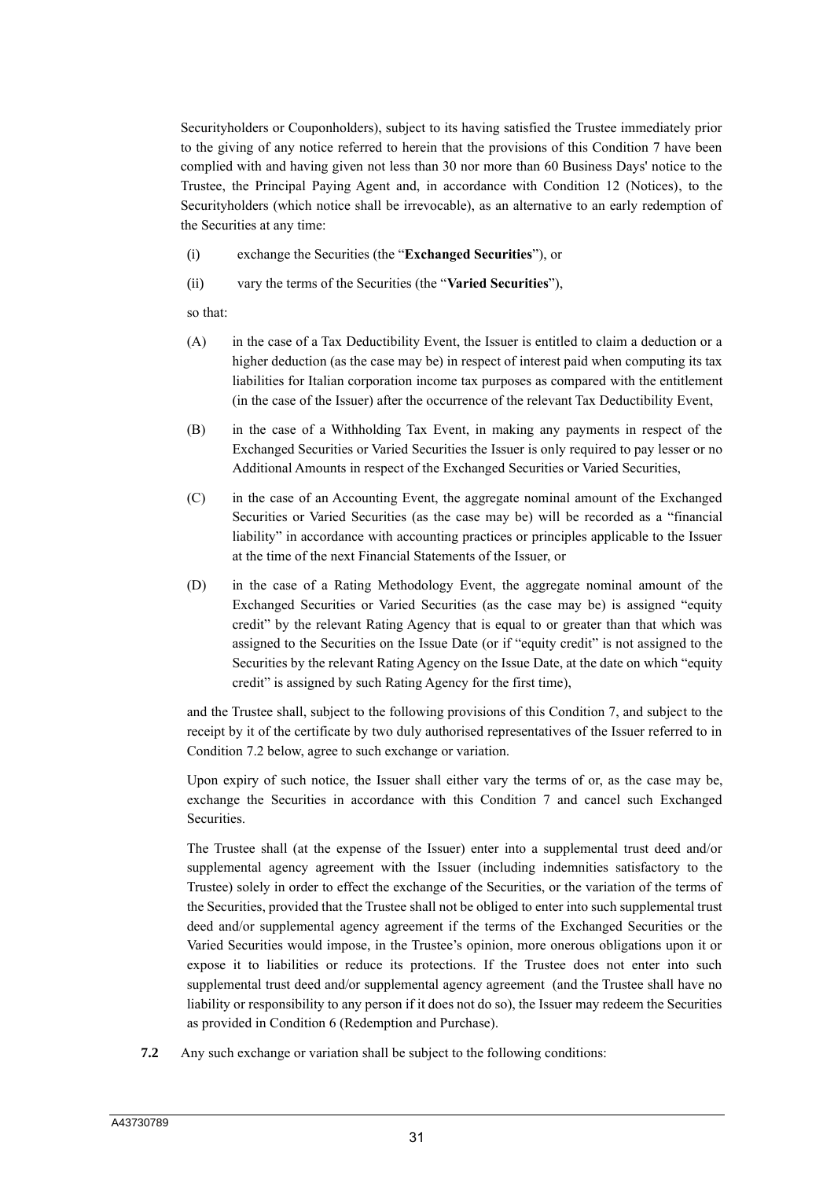Securityholders or Couponholders), subject to its having satisfied the Trustee immediately prior to the giving of any notice referred to herein that the provisions of this Condition 7 have been complied with and having given not less than 30 nor more than 60 Business Days' notice to the Trustee, the Principal Paying Agent and, in accordance with Condition 12 (Notices), to the Securityholders (which notice shall be irrevocable), as an alternative to an early redemption of the Securities at any time:

(i) exchange the Securities (the "**Exchanged Securities**"), or

(ii) vary the terms of the Securities (the "**Varied Securities**"),

so that:

(A) in the case of a Tax Deductibility Event, the Issuer is entitled to claim a deduction or a higher deduction (as the case may be) in respect of interest paid when computing its tax liabilities for Italian corporation income tax purposes as compared with the entitlement (in the case of the Issuer) after the occurrence of the relevant Tax Deductibility Event,

(B) in the case of a Withholding Tax Event, in making any payments in respect of the Exchanged Securities or Varied Securities the Issuer is only required to pay lesser or no Additional Amounts in respect of the Exchanged Securities or Varied Securities,

(C) in the case of an Accounting Event, the aggregate nominal amount of the Exchanged Securities or Varied Securities (as the case may be) will be recorded as a "financial liability" in accordance with accounting practices or principles applicable to the Issuer at the time of the next Financial Statements of the Issuer, or

(D) in the case of a Rating Methodology Event, the aggregate nominal amount of the Exchanged Securities or Varied Securities (as the case may be) is assigned "equity credit" by the relevant Rating Agency that is equal to or greater than that which was assigned to the Securities on the Issue Date (or if "equity credit" is not assigned to the Securities by the relevant Rating Agency on the Issue Date, at the date on which "equity credit" is assigned by such Rating Agency for the first time),

and the Trustee shall, subject to the following provisions of this Condition 7, and subject to the receipt by it of the certificate by two duly authorised representatives of the Issuer referred to in Condition 7.2 below, agree to such exchange or variation.

Upon expiry of such notice, the Issuer shall either vary the terms of or, as the case may be, exchange the Securities in accordance with this Condition 7 and cancel such Exchanged Securities.

The Trustee shall (at the expense of the Issuer) enter into a supplemental trust deed and/or supplemental agency agreement with the Issuer (including indemnities satisfactory to the Trustee) solely in order to effect the exchange of the Securities, or the variation of the terms of the Securities, provided that the Trustee shall not be obliged to enter into such supplemental trust deed and/or supplemental agency agreement if the terms of the Exchanged Securities or the Varied Securities would impose, in the Trustee's opinion, more onerous obligations upon it or expose it to liabilities or reduce its protections. If the Trustee does not enter into such supplemental trust deed and/or supplemental agency agreement (and the Trustee shall have no liability or responsibility to any person if it does not do so), the Issuer may redeem the Securities as provided in Condition 6 (Redemption and Purchase).

**7.2** Any such exchange or variation shall be subject to the following conditions: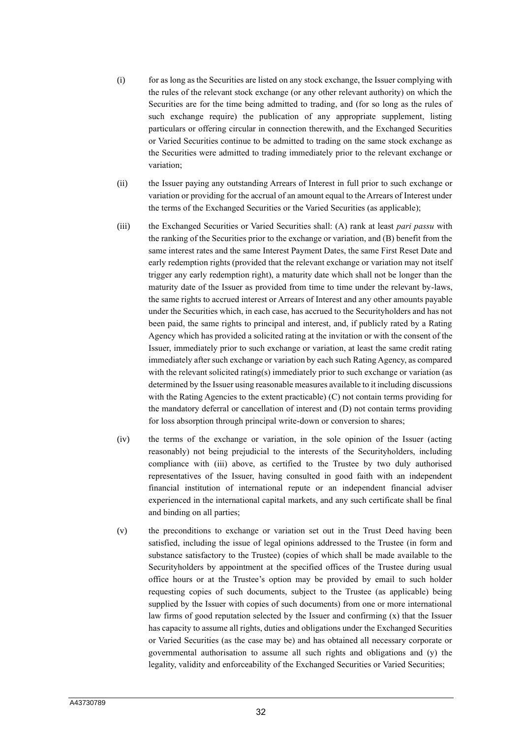(i) for as long as the Securities are listed on any stock exchange, the Issuer complying with the rules of the relevant stock exchange (or any other relevant authority) on which the Securities are for the time being admitted to trading, and (for so long as the rules of such exchange require) the publication of any appropriate supplement, listing particulars or offering circular in connection therewith, and the Exchanged Securities or Varied Securities continue to be admitted to trading on the same stock exchange as the Securities were admitted to trading immediately prior to the relevant exchange or variation;

(ii) the Issuer paying any outstanding Arrears of Interest in full prior to such exchange or variation or providing for the accrual of an amount equal to the Arrears of Interest under the terms of the Exchanged Securities or the Varied Securities (as applicable);

(iii) the Exchanged Securities or Varied Securities shall: (A) rank at least *pari passu* with the ranking of the Securities prior to the exchange or variation, and (B) benefit from the same interest rates and the same Interest Payment Dates, the same First Reset Date and early redemption rights (provided that the relevant exchange or variation may not itself trigger any early redemption right), a maturity date which shall not be longer than the maturity date of the Issuer as provided from time to time under the relevant by-laws, the same rights to accrued interest or Arrears of Interest and any other amounts payable under the Securities which, in each case, has accrued to the Securityholders and has not been paid, the same rights to principal and interest, and, if publicly rated by a Rating Agency which has provided a solicited rating at the invitation or with the consent of the Issuer, immediately prior to such exchange or variation, at least the same credit rating immediately after such exchange or variation by each such Rating Agency, as compared with the relevant solicited rating(s) immediately prior to such exchange or variation (as determined by the Issuer using reasonable measures available to it including discussions with the Rating Agencies to the extent practicable) (C) not contain terms providing for the mandatory deferral or cancellation of interest and (D) not contain terms providing for loss absorption through principal write-down or conversion to shares;

(iv) the terms of the exchange or variation, in the sole opinion of the Issuer (acting reasonably) not being prejudicial to the interests of the Securityholders, including compliance with (iii) above, as certified to the Trustee by two duly authorised representatives of the Issuer, having consulted in good faith with an independent financial institution of international repute or an independent financial adviser experienced in the international capital markets, and any such certificate shall be final and binding on all parties;

(v) the preconditions to exchange or variation set out in the Trust Deed having been satisfied, including the issue of legal opinions addressed to the Trustee (in form and substance satisfactory to the Trustee) (copies of which shall be made available to the Securityholders by appointment at the specified offices of the Trustee during usual office hours or at the Trustee's option may be provided by email to such holder requesting copies of such documents, subject to the Trustee (as applicable) being supplied by the Issuer with copies of such documents) from one or more international law firms of good reputation selected by the Issuer and confirming (x) that the Issuer has capacity to assume all rights, duties and obligations under the Exchanged Securities or Varied Securities (as the case may be) and has obtained all necessary corporate or governmental authorisation to assume all such rights and obligations and (y) the legality, validity and enforceability of the Exchanged Securities or Varied Securities;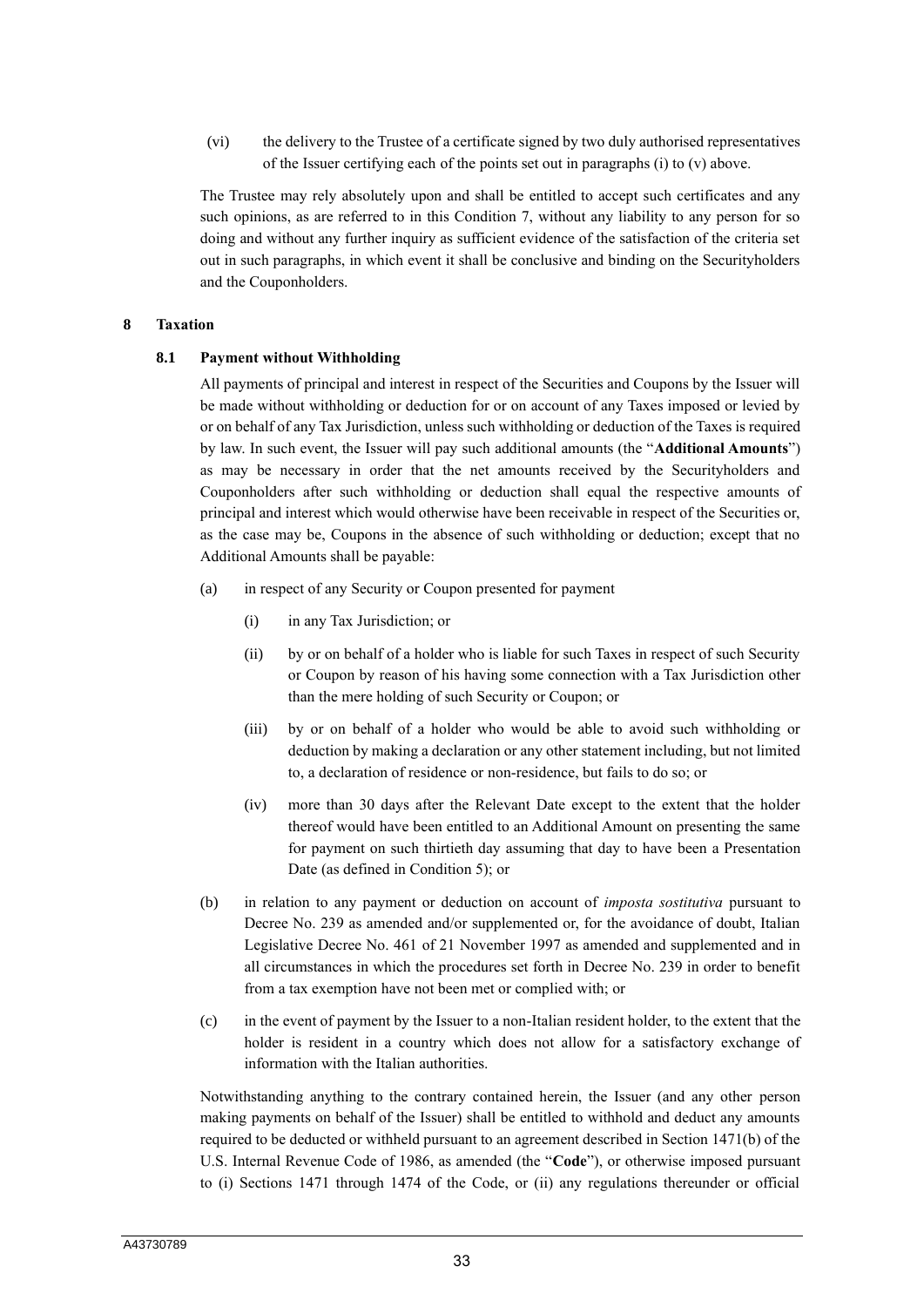(vi) the delivery to the Trustee of a certificate signed by two duly authorised representatives of the Issuer certifying each of the points set out in paragraphs (i) to (v) above.

The Trustee may rely absolutely upon and shall be entitled to accept such certificates and any such opinions, as are referred to in this Condition 7, without any liability to any person for so doing and without any further inquiry as sufficient evidence of the satisfaction of the criteria set out in such paragraphs, in which event it shall be conclusive and binding on the Securityholders and the Couponholders.

## 8 Taxation

### 8.1 Payment without Withholding

All payments of principal and interest in respect of the Securities and Coupons by the Issuer will be made without withholding or deduction for or on account of any Taxes imposed or levied by or on behalf of any Tax Jurisdiction, unless such withholding or deduction of the Taxes is required by law. In such event, the Issuer will pay such additional amounts (the "**Additional Amounts**") as may be necessary in order that the net amounts received by the Securityholders and Couponholders after such withholding or deduction shall equal the respective amounts of principal and interest which would otherwise have been receivable in respect of the Securities or, as the case may be, Coupons in the absence of such withholding or deduction; except that no Additional Amounts shall be payable:

(a) in respect of any Security or Coupon presented for payment

  (i) in any Tax Jurisdiction; or

  (ii) by or on behalf of a holder who is liable for such Taxes in respect of such Security or Coupon by reason of his having some connection with a Tax Jurisdiction other than the mere holding of such Security or Coupon; or

  (iii) by or on behalf of a holder who would be able to avoid such withholding or deduction by making a declaration or any other statement including, but not limited to, a declaration of residence or non-residence, but fails to do so; or

  (iv) more than 30 days after the Relevant Date except to the extent that the holder thereof would have been entitled to an Additional Amount on presenting the same for payment on such thirtieth day assuming that day to have been a Presentation Date (as defined in Condition 5); or

(b) in relation to any payment or deduction on account of *imposta sostitutiva* pursuant to Decree No. 239 as amended and/or supplemented or, for the avoidance of doubt, Italian Legislative Decree No. 461 of 21 November 1997 as amended and supplemented and in all circumstances in which the procedures set forth in Decree No. 239 in order to benefit from a tax exemption have not been met or complied with; or

(c) in the event of payment by the Issuer to a non-Italian resident holder, to the extent that the holder is resident in a country which does not allow for a satisfactory exchange of information with the Italian authorities.

Notwithstanding anything to the contrary contained herein, the Issuer (and any other person making payments on behalf of the Issuer) shall be entitled to withhold and deduct any amounts required to be deducted or withheld pursuant to an agreement described in Section 1471(b) of the U.S. Internal Revenue Code of 1986, as amended (the "**Code**"), or otherwise imposed pursuant to (i) Sections 1471 through 1474 of the Code, or (ii) any regulations thereunder or official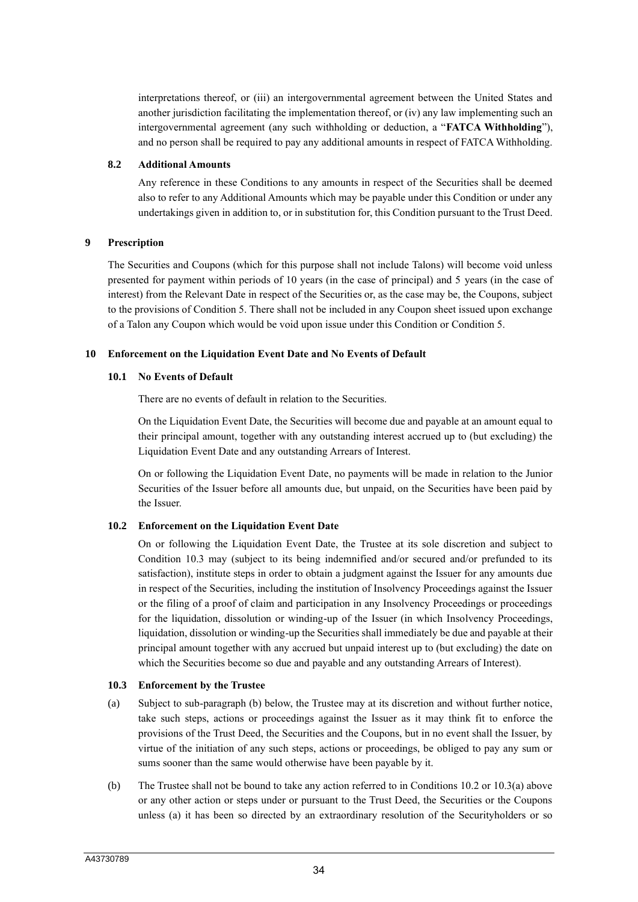interpretations thereof, or (iii) an intergovernmental agreement between the United States and another jurisdiction facilitating the implementation thereof, or (iv) any law implementing such an intergovernmental agreement (any such withholding or deduction, a "**FATCA Withholding**"), and no person shall be required to pay any additional amounts in respect of FATCA Withholding.

### 8.2 Additional Amounts

Any reference in these Conditions to any amounts in respect of the Securities shall be deemed also to refer to any Additional Amounts which may be payable under this Condition or under any undertakings given in addition to, or in substitution for, this Condition pursuant to the Trust Deed.

## 9 Prescription

The Securities and Coupons (which for this purpose shall not include Talons) will become void unless presented for payment within periods of 10 years (in the case of principal) and 5 years (in the case of interest) from the Relevant Date in respect of the Securities or, as the case may be, the Coupons, subject to the provisions of Condition 5. There shall not be included in any Coupon sheet issued upon exchange of a Talon any Coupon which would be void upon issue under this Condition or Condition 5.

## 10 Enforcement on the Liquidation Event Date and No Events of Default

### 10.1 No Events of Default

There are no events of default in relation to the Securities.

On the Liquidation Event Date, the Securities will become due and payable at an amount equal to their principal amount, together with any outstanding interest accrued up to (but excluding) the Liquidation Event Date and any outstanding Arrears of Interest.

On or following the Liquidation Event Date, no payments will be made in relation to the Junior Securities of the Issuer before all amounts due, but unpaid, on the Securities have been paid by the Issuer.

### 10.2 Enforcement on the Liquidation Event Date

On or following the Liquidation Event Date, the Trustee at its sole discretion and subject to Condition 10.3 may (subject to its being indemnified and/or secured and/or prefunded to its satisfaction), institute steps in order to obtain a judgment against the Issuer for any amounts due in respect of the Securities, including the institution of Insolvency Proceedings against the Issuer or the filing of a proof of claim and participation in any Insolvency Proceedings or proceedings for the liquidation, dissolution or winding-up of the Issuer (in which Insolvency Proceedings, liquidation, dissolution or winding-up the Securities shall immediately be due and payable at their principal amount together with any accrued but unpaid interest up to (but excluding) the date on which the Securities become so due and payable and any outstanding Arrears of Interest).

### 10.3 Enforcement by the Trustee

(a) Subject to sub-paragraph (b) below, the Trustee may at its discretion and without further notice, take such steps, actions or proceedings against the Issuer as it may think fit to enforce the provisions of the Trust Deed, the Securities and the Coupons, but in no event shall the Issuer, by virtue of the initiation of any such steps, actions or proceedings, be obliged to pay any sum or sums sooner than the same would otherwise have been payable by it.

(b) The Trustee shall not be bound to take any action referred to in Conditions 10.2 or 10.3(a) above or any other action or steps under or pursuant to the Trust Deed, the Securities or the Coupons unless (a) it has been so directed by an extraordinary resolution of the Securityholders or so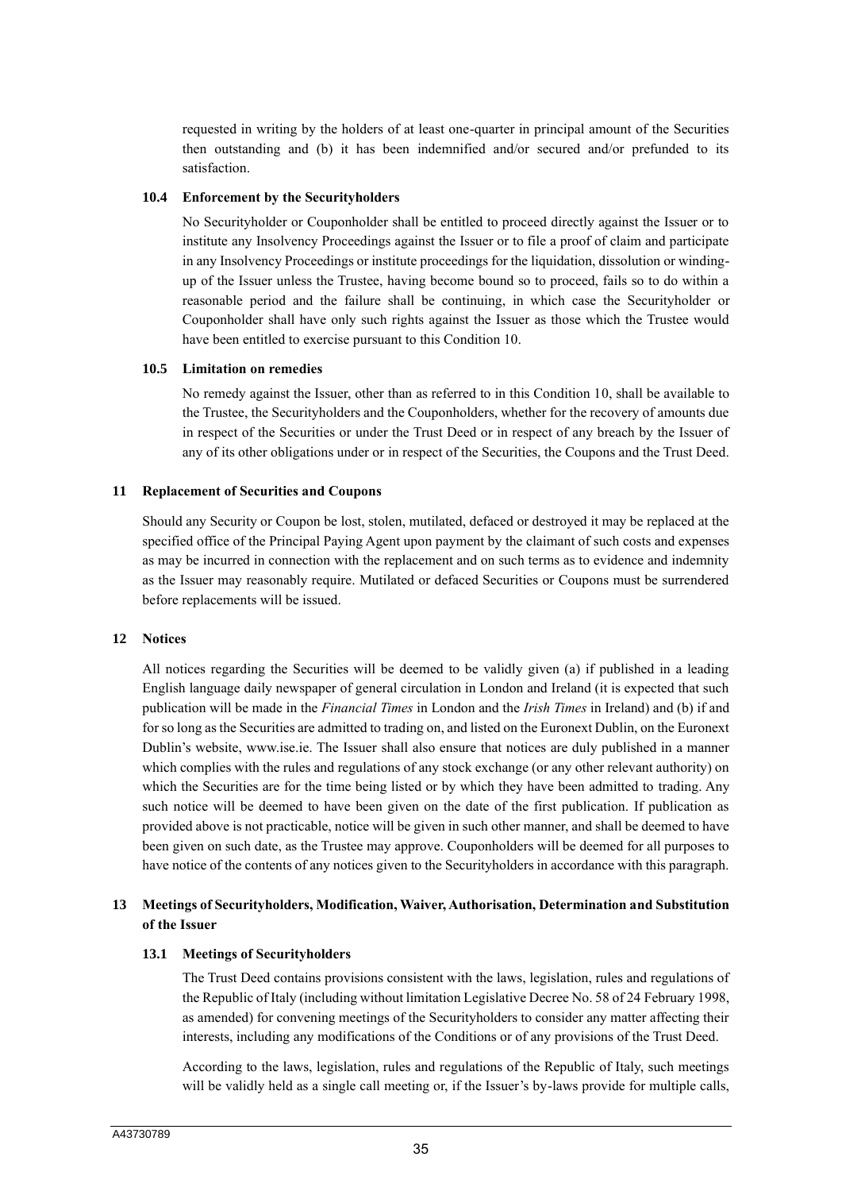requested in writing by the holders of at least one-quarter in principal amount of the Securities then outstanding and (b) it has been indemnified and/or secured and/or prefunded to its satisfaction.

### 10.4 Enforcement by the Securityholders

No Securityholder or Couponholder shall be entitled to proceed directly against the Issuer or to institute any Insolvency Proceedings against the Issuer or to file a proof of claim and participate in any Insolvency Proceedings or institute proceedings for the liquidation, dissolution or winding-up of the Issuer unless the Trustee, having become bound so to proceed, fails so to do within a reasonable period and the failure shall be continuing, in which case the Securityholder or Couponholder shall have only such rights against the Issuer as those which the Trustee would have been entitled to exercise pursuant to this Condition 10.

### 10.5 Limitation on remedies

No remedy against the Issuer, other than as referred to in this Condition 10, shall be available to the Trustee, the Securityholders and the Couponholders, whether for the recovery of amounts due in respect of the Securities or under the Trust Deed or in respect of any breach by the Issuer of any of its other obligations under or in respect of the Securities, the Coupons and the Trust Deed.

## 11 Replacement of Securities and Coupons

Should any Security or Coupon be lost, stolen, mutilated, defaced or destroyed it may be replaced at the specified office of the Principal Paying Agent upon payment by the claimant of such costs and expenses as may be incurred in connection with the replacement and on such terms as to evidence and indemnity as the Issuer may reasonably require. Mutilated or defaced Securities or Coupons must be surrendered before replacements will be issued.

## 12 Notices

All notices regarding the Securities will be deemed to be validly given (a) if published in a leading English language daily newspaper of general circulation in London and Ireland (it is expected that such publication will be made in the *Financial Times* in London and the *Irish Times* in Ireland) and (b) if and for so long as the Securities are admitted to trading on, and listed on the Euronext Dublin, on the Euronext Dublin's website, www.ise.ie. The Issuer shall also ensure that notices are duly published in a manner which complies with the rules and regulations of any stock exchange (or any other relevant authority) on which the Securities are for the time being listed or by which they have been admitted to trading. Any such notice will be deemed to have been given on the date of the first publication. If publication as provided above is not practicable, notice will be given in such other manner, and shall be deemed to have been given on such date, as the Trustee may approve. Couponholders will be deemed for all purposes to have notice of the contents of any notices given to the Securityholders in accordance with this paragraph.

## 13 Meetings of Securityholders, Modification, Waiver, Authorisation, Determination and Substitution of the Issuer

### 13.1 Meetings of Securityholders

The Trust Deed contains provisions consistent with the laws, legislation, rules and regulations of the Republic of Italy (including without limitation Legislative Decree No. 58 of 24 February 1998, as amended) for convening meetings of the Securityholders to consider any matter affecting their interests, including any modifications of the Conditions or of any provisions of the Trust Deed.

According to the laws, legislation, rules and regulations of the Republic of Italy, such meetings will be validly held as a single call meeting or, if the Issuer's by-laws provide for multiple calls,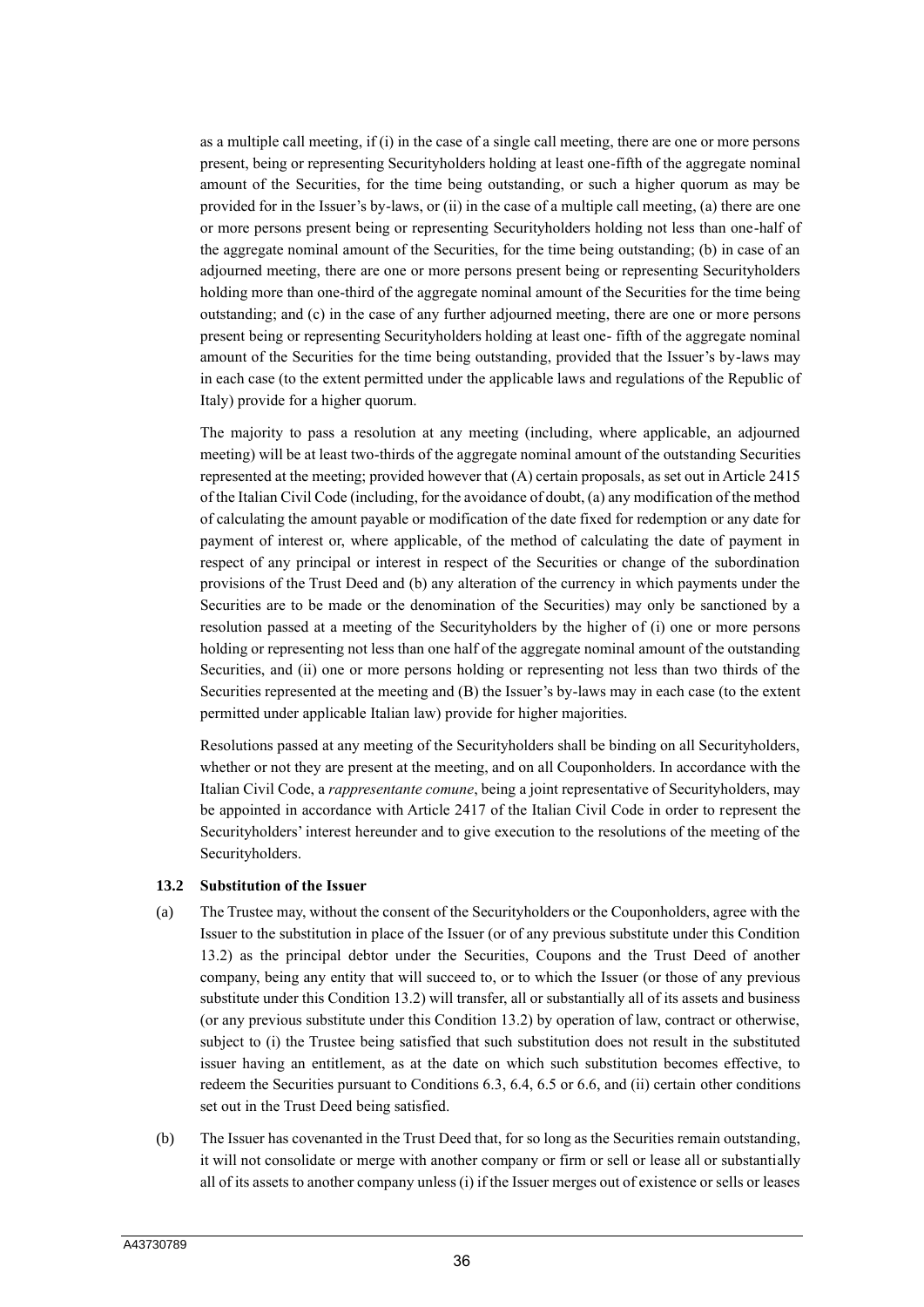as a multiple call meeting, if (i) in the case of a single call meeting, there are one or more persons present, being or representing Securityholders holding at least one-fifth of the aggregate nominal amount of the Securities, for the time being outstanding, or such a higher quorum as may be provided for in the Issuer's by-laws, or (ii) in the case of a multiple call meeting, (a) there are one or more persons present being or representing Securityholders holding not less than one-half of the aggregate nominal amount of the Securities, for the time being outstanding; (b) in case of an adjourned meeting, there are one or more persons present being or representing Securityholders holding more than one-third of the aggregate nominal amount of the Securities for the time being outstanding; and (c) in the case of any further adjourned meeting, there are one or more persons present being or representing Securityholders holding at least one- fifth of the aggregate nominal amount of the Securities for the time being outstanding, provided that the Issuer's by-laws may in each case (to the extent permitted under the applicable laws and regulations of the Republic of Italy) provide for a higher quorum.

The majority to pass a resolution at any meeting (including, where applicable, an adjourned meeting) will be at least two-thirds of the aggregate nominal amount of the outstanding Securities represented at the meeting; provided however that (A) certain proposals, as set out in Article 2415 of the Italian Civil Code (including, for the avoidance of doubt, (a) any modification of the method of calculating the amount payable or modification of the date fixed for redemption or any date for payment of interest or, where applicable, of the method of calculating the date of payment in respect of any principal or interest in respect of the Securities or change of the subordination provisions of the Trust Deed and (b) any alteration of the currency in which payments under the Securities are to be made or the denomination of the Securities) may only be sanctioned by a resolution passed at a meeting of the Securityholders by the higher of (i) one or more persons holding or representing not less than one half of the aggregate nominal amount of the outstanding Securities, and (ii) one or more persons holding or representing not less than two thirds of the Securities represented at the meeting and (B) the Issuer's by-laws may in each case (to the extent permitted under applicable Italian law) provide for higher majorities.

Resolutions passed at any meeting of the Securityholders shall be binding on all Securityholders, whether or not they are present at the meeting, and on all Couponholders. In accordance with the Italian Civil Code, a *rappresentante comune*, being a joint representative of Securityholders, may be appointed in accordance with Article 2417 of the Italian Civil Code in order to represent the Securityholders' interest hereunder and to give execution to the resolutions of the meeting of the Securityholders.

### 13.2 Substitution of the Issuer

(a) The Trustee may, without the consent of the Securityholders or the Couponholders, agree with the Issuer to the substitution in place of the Issuer (or of any previous substitute under this Condition 13.2) as the principal debtor under the Securities, Coupons and the Trust Deed of another company, being any entity that will succeed to, or to which the Issuer (or those of any previous substitute under this Condition 13.2) will transfer, all or substantially all of its assets and business (or any previous substitute under this Condition 13.2) by operation of law, contract or otherwise, subject to (i) the Trustee being satisfied that such substitution does not result in the substituted issuer having an entitlement, as at the date on which such substitution becomes effective, to redeem the Securities pursuant to Conditions 6.3, 6.4, 6.5 or 6.6, and (ii) certain other conditions set out in the Trust Deed being satisfied.

(b) The Issuer has covenanted in the Trust Deed that, for so long as the Securities remain outstanding, it will not consolidate or merge with another company or firm or sell or lease all or substantially all of its assets to another company unless (i) if the Issuer merges out of existence or sells or leases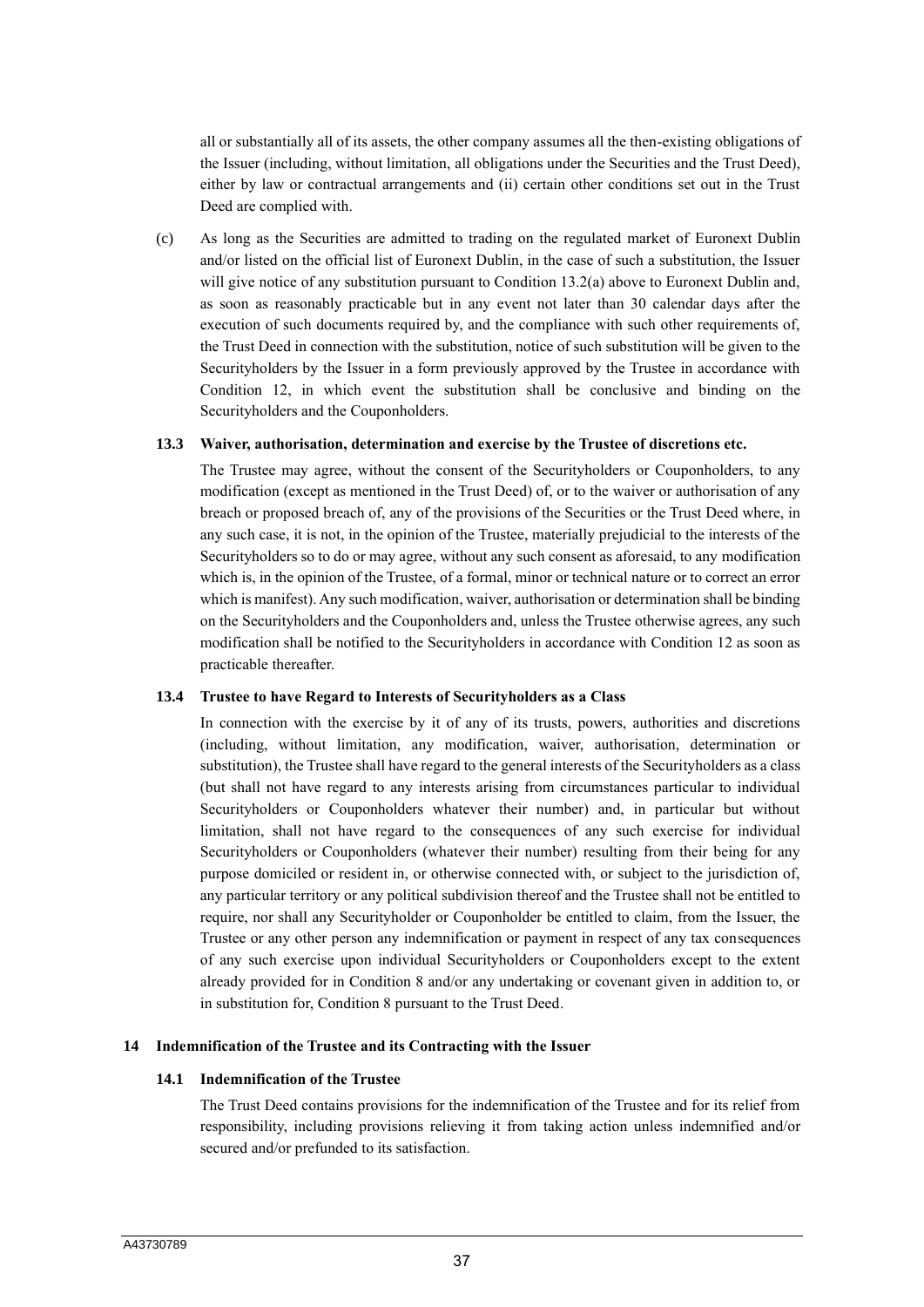all or substantially all of its assets, the other company assumes all the then-existing obligations of the Issuer (including, without limitation, all obligations under the Securities and the Trust Deed), either by law or contractual arrangements and (ii) certain other conditions set out in the Trust Deed are complied with.

(c) As long as the Securities are admitted to trading on the regulated market of Euronext Dublin and/or listed on the official list of Euronext Dublin, in the case of such a substitution, the Issuer will give notice of any substitution pursuant to Condition 13.2(a) above to Euronext Dublin and, as soon as reasonably practicable but in any event not later than 30 calendar days after the execution of such documents required by, and the compliance with such other requirements of, the Trust Deed in connection with the substitution, notice of such substitution will be given to the Securityholders by the Issuer in a form previously approved by the Trustee in accordance with Condition 12, in which event the substitution shall be conclusive and binding on the Securityholders and the Couponholders.

### 13.3 Waiver, authorisation, determination and exercise by the Trustee of discretions etc.

The Trustee may agree, without the consent of the Securityholders or Couponholders, to any modification (except as mentioned in the Trust Deed) of, or to the waiver or authorisation of any breach or proposed breach of, any of the provisions of the Securities or the Trust Deed where, in any such case, it is not, in the opinion of the Trustee, materially prejudicial to the interests of the Securityholders so to do or may agree, without any such consent as aforesaid, to any modification which is, in the opinion of the Trustee, of a formal, minor or technical nature or to correct an error which is manifest). Any such modification, waiver, authorisation or determination shall be binding on the Securityholders and the Couponholders and, unless the Trustee otherwise agrees, any such modification shall be notified to the Securityholders in accordance with Condition 12 as soon as practicable thereafter.

### 13.4 Trustee to have Regard to Interests of Securityholders as a Class

In connection with the exercise by it of any of its trusts, powers, authorities and discretions (including, without limitation, any modification, waiver, authorisation, determination or substitution), the Trustee shall have regard to the general interests of the Securityholders as a class (but shall not have regard to any interests arising from circumstances particular to individual Securityholders or Couponholders whatever their number) and, in particular but without limitation, shall not have regard to the consequences of any such exercise for individual Securityholders or Couponholders (whatever their number) resulting from their being for any purpose domiciled or resident in, or otherwise connected with, or subject to the jurisdiction of, any particular territory or any political subdivision thereof and the Trustee shall not be entitled to require, nor shall any Securityholder or Couponholder be entitled to claim, from the Issuer, the Trustee or any other person any indemnification or payment in respect of any tax consequences of any such exercise upon individual Securityholders or Couponholders except to the extent already provided for in Condition 8 and/or any undertaking or covenant given in addition to, or in substitution for, Condition 8 pursuant to the Trust Deed.

## 14 Indemnification of the Trustee and its Contracting with the Issuer

### 14.1 Indemnification of the Trustee

The Trust Deed contains provisions for the indemnification of the Trustee and for its relief from responsibility, including provisions relieving it from taking action unless indemnified and/or secured and/or prefunded to its satisfaction.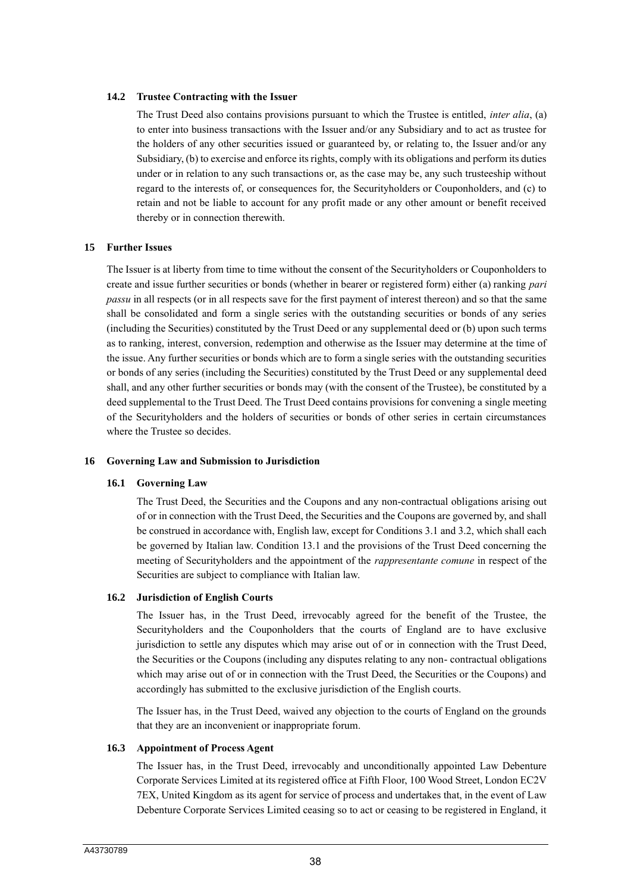### 14.2 Trustee Contracting with the Issuer

The Trust Deed also contains provisions pursuant to which the Trustee is entitled, *inter alia*, (a) to enter into business transactions with the Issuer and/or any Subsidiary and to act as trustee for the holders of any other securities issued or guaranteed by, or relating to, the Issuer and/or any Subsidiary, (b) to exercise and enforce its rights, comply with its obligations and perform its duties under or in relation to any such transactions or, as the case may be, any such trusteeship without regard to the interests of, or consequences for, the Securityholders or Couponholders, and (c) to retain and not be liable to account for any profit made or any other amount or benefit received thereby or in connection therewith.

## 15 Further Issues

The Issuer is at liberty from time to time without the consent of the Securityholders or Couponholders to create and issue further securities or bonds (whether in bearer or registered form) either (a) ranking *pari passu* in all respects (or in all respects save for the first payment of interest thereon) and so that the same shall be consolidated and form a single series with the outstanding securities or bonds of any series (including the Securities) constituted by the Trust Deed or any supplemental deed or (b) upon such terms as to ranking, interest, conversion, redemption and otherwise as the Issuer may determine at the time of the issue. Any further securities or bonds which are to form a single series with the outstanding securities or bonds of any series (including the Securities) constituted by the Trust Deed or any supplemental deed shall, and any other further securities or bonds may (with the consent of the Trustee), be constituted by a deed supplemental to the Trust Deed. The Trust Deed contains provisions for convening a single meeting of the Securityholders and the holders of securities or bonds of other series in certain circumstances where the Trustee so decides.

## 16 Governing Law and Submission to Jurisdiction

### 16.1 Governing Law

The Trust Deed, the Securities and the Coupons and any non-contractual obligations arising out of or in connection with the Trust Deed, the Securities and the Coupons are governed by, and shall be construed in accordance with, English law, except for Conditions 3.1 and 3.2, which shall each be governed by Italian law. Condition 13.1 and the provisions of the Trust Deed concerning the meeting of Securityholders and the appointment of the *rappresentante comune* in respect of the Securities are subject to compliance with Italian law.

### 16.2 Jurisdiction of English Courts

The Issuer has, in the Trust Deed, irrevocably agreed for the benefit of the Trustee, the Securityholders and the Couponholders that the courts of England are to have exclusive jurisdiction to settle any disputes which may arise out of or in connection with the Trust Deed, the Securities or the Coupons (including any disputes relating to any non- contractual obligations which may arise out of or in connection with the Trust Deed, the Securities or the Coupons) and accordingly has submitted to the exclusive jurisdiction of the English courts.

The Issuer has, in the Trust Deed, waived any objection to the courts of England on the grounds that they are an inconvenient or inappropriate forum.

### 16.3 Appointment of Process Agent

The Issuer has, in the Trust Deed, irrevocably and unconditionally appointed Law Debenture Corporate Services Limited at its registered office at Fifth Floor, 100 Wood Street, London EC2V 7EX, United Kingdom as its agent for service of process and undertakes that, in the event of Law Debenture Corporate Services Limited ceasing so to act or ceasing to be registered in England, it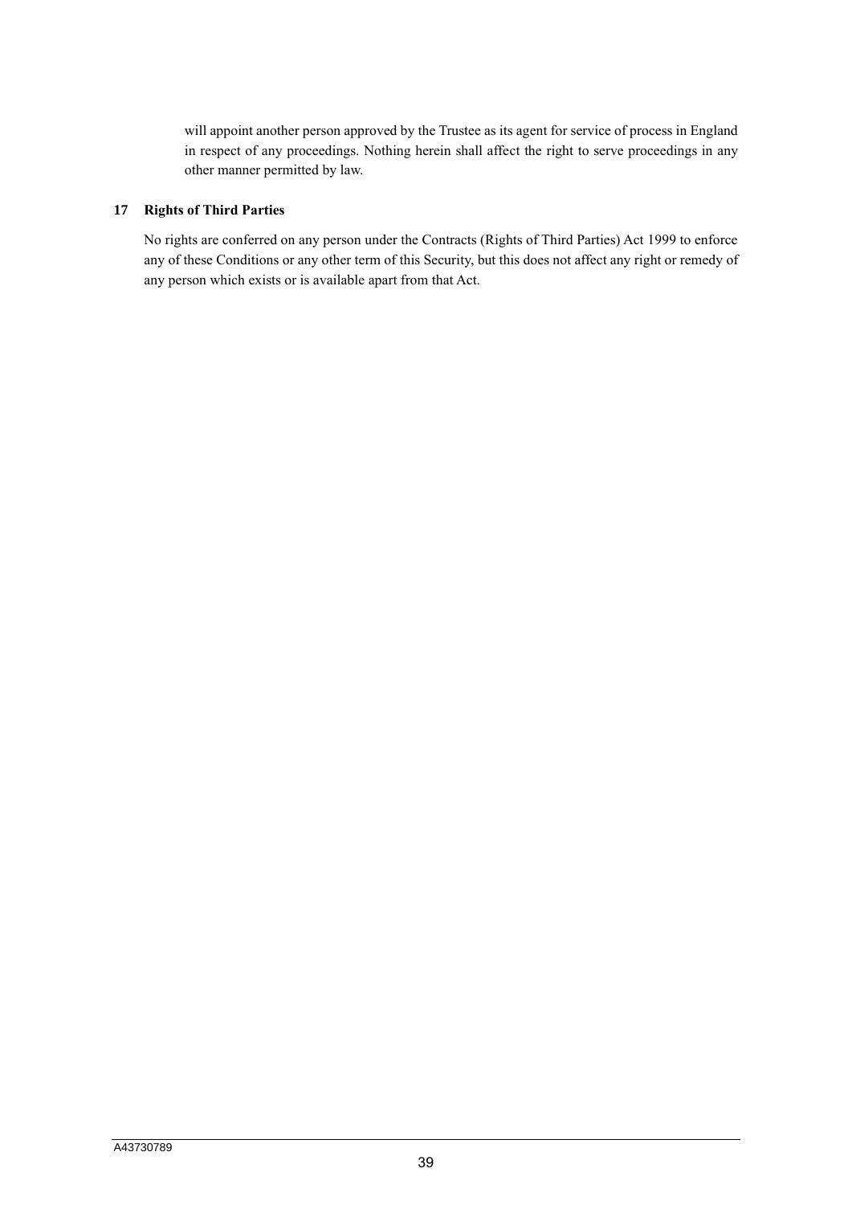will appoint another person approved by the Trustee as its agent for service of process in England in respect of any proceedings. Nothing herein shall affect the right to serve proceedings in any other manner permitted by law.

## 17 Rights of Third Parties

No rights are conferred on any person under the Contracts (Rights of Third Parties) Act 1999 to enforce any of these Conditions or any other term of this Security, but this does not affect any right or remedy of any person which exists or is available apart from that Act.